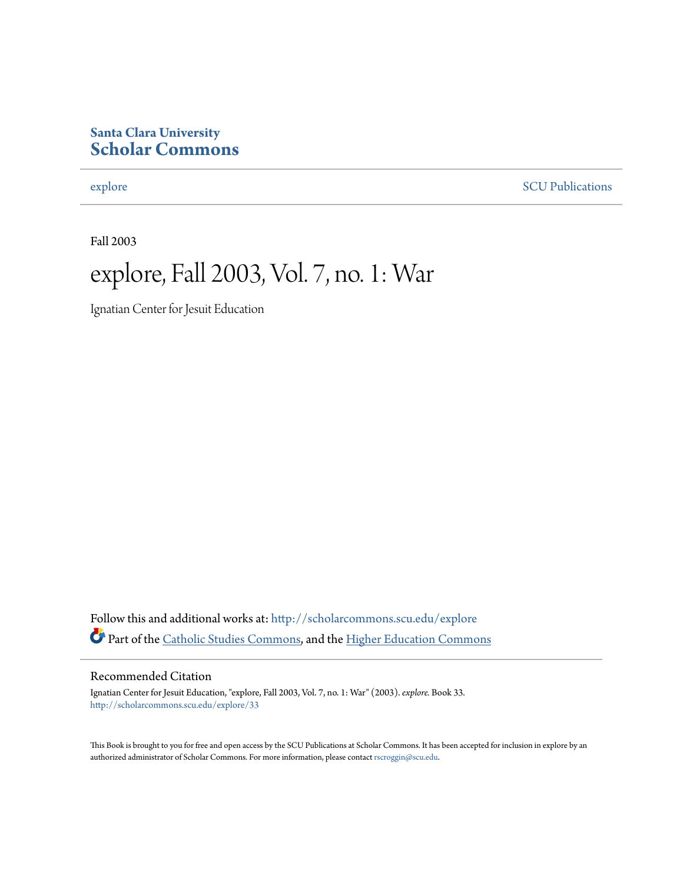**Santa Clara University**
# Scholar Commons

explore | SCU Publications

Fall 2003

# explore, Fall 2003, Vol. 7, no. 1: War

Ignatian Center for Jesuit Education

Follow this and additional works at: http://scholarcommons.scu.edu/explore

Part of the Catholic Studies Commons, and the Higher Education Commons

## Recommended Citation

Ignatian Center for Jesuit Education, "explore, Fall 2003, Vol. 7, no. 1: War" (2003). *explore.* Book 33.
http://scholarcommons.scu.edu/explore/33

This Book is brought to you for free and open access by the SCU Publications at Scholar Commons. It has been accepted for inclusion in explore by an authorized administrator of Scholar Commons. For more information, please contact rscroggin@scu.edu.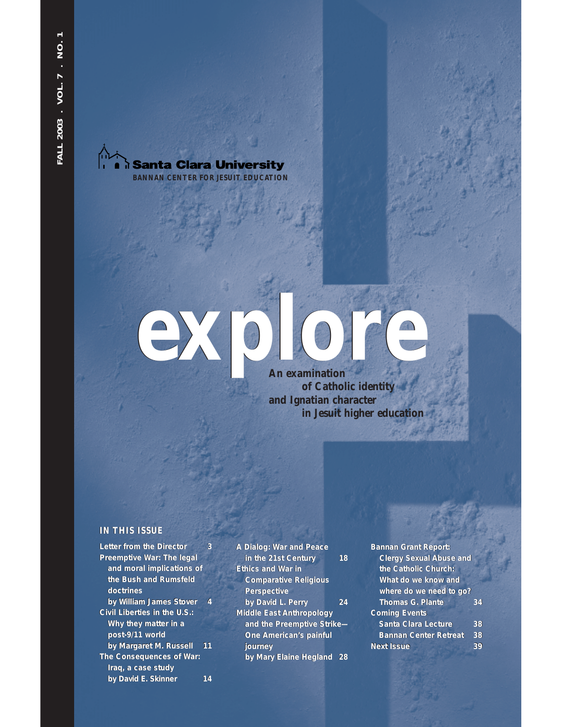FALL 2003 . VOL. 7 . NO. 1

Santa Clara University

BANNAN CENTER FOR JESUIT EDUCATION

# explore

**An examination of Catholic identity and Ignatian character in Jesuit higher education**

## IN THIS ISSUE

Letter from the Director 3

Preemptive War: The legal and moral implications of the Bush and Rumsfeld doctrines by William James Stover 4

Civil Liberties in the U.S.: Why they matter in a post-9/11 world by Margaret M. Russell 11

The Consequences of War: Iraq, a case study by David E. Skinner 14

A Dialog: War and Peace in the 21st Century 18

Ethics and War in Comparative Religious Perspective by David L. Perry 24

Middle East Anthropology and the Preemptive Strike—One American's painful journey by Mary Elaine Hegland 28

Bannan Grant Report: Clergy Sexual Abuse and the Catholic Church: What do we know and where do we need to go? Thomas G. Plante 34

Coming Events

Santa Clara Lecture 38

Bannan Center Retreat 38

Next Issue 39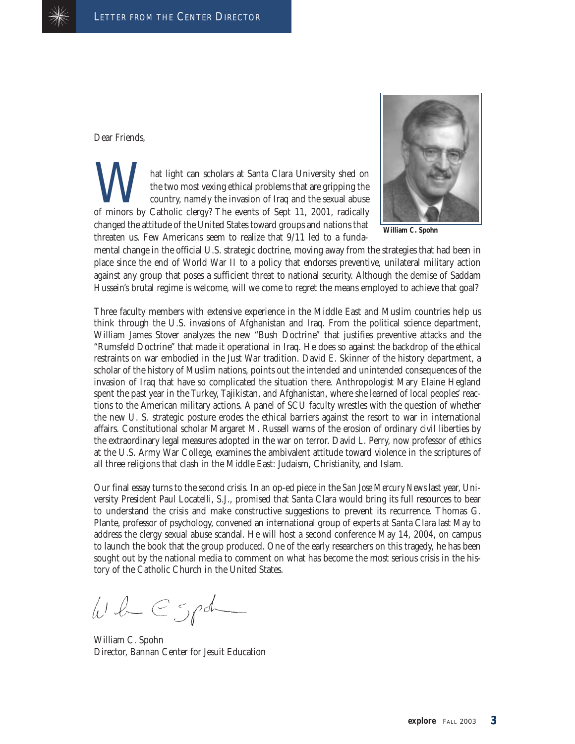# Letter from the Center Director

Dear Friends,

What light can scholars at Santa Clara University shed on the two most vexing ethical problems that are gripping the country, namely the invasion of Iraq and the sexual abuse of minors by Catholic clergy? The events of Sept 11, 2001, radically changed the attitude of the United States toward groups and nations that threaten us. Few Americans seem to realize that 9/11 led to a fundamental change in the official U.S. strategic doctrine, moving away from the strategies that had been in place since the end of World War II to a policy that endorses preventive, unilateral military action against any group that poses a sufficient threat to national security. Although the demise of Saddam Hussein's brutal regime is welcome, will we come to regret the means employed to achieve that goal?

**William C. Spohn**

Three faculty members with extensive experience in the Middle East and Muslim countries help us think through the U.S. invasions of Afghanistan and Iraq. From the political science department, William James Stover analyzes the new "Bush Doctrine" that justifies preventive attacks and the "Rumsfeld Doctrine" that made it operational in Iraq. He does so against the backdrop of the ethical restraints on war embodied in the Just War tradition. David E. Skinner of the history department, a scholar of the history of Muslim nations, points out the intended and unintended consequences of the invasion of Iraq that have so complicated the situation there. Anthropologist Mary Elaine Hegland spent the past year in the Turkey, Tajikistan, and Afghanistan, where she learned of local peoples' reactions to the American military actions. A panel of SCU faculty wrestles with the question of whether the new U. S. strategic posture erodes the ethical barriers against the resort to war in international affairs. Constitutional scholar Margaret M. Russell warns of the erosion of ordinary civil liberties by the extraordinary legal measures adopted in the war on terror. David L. Perry, now professor of ethics at the U.S. Army War College, examines the ambivalent attitude toward violence in the scriptures of all three religions that clash in the Middle East: Judaism, Christianity, and Islam.

Our final essay turns to the second crisis. In an op-ed piece in the *San Jose Mercury News* last year, University President Paul Locatelli, S.J., promised that Santa Clara would bring its full resources to bear to understand the crisis and make constructive suggestions to prevent its recurrence. Thomas G. Plante, professor of psychology, convened an international group of experts at Santa Clara last May to address the clergy sexual abuse scandal. He will host a second conference May 14, 2004, on campus to launch the book that the group produced. One of the early researchers on this tragedy, he has been sought out by the national media to comment on what has become the most serious crisis in the history of the Catholic Church in the United States.

William C. Spohn
Director, Bannan Center for Jesuit Education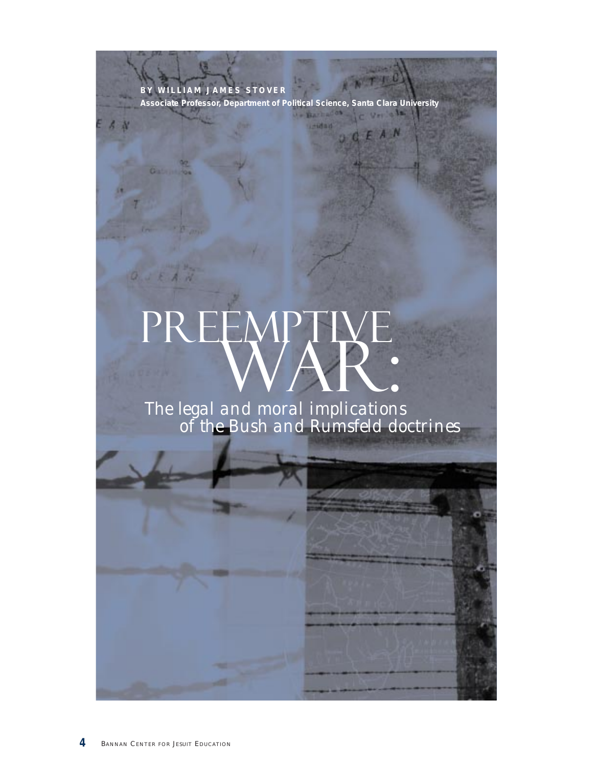**BY WILLIAM JAMES STOVER**

**Associate Professor, Department of Political Science, Santa Clara University**

# PREEMPTIVE WAR:

## The legal and moral implications of the Bush and Rumsfeld doctrines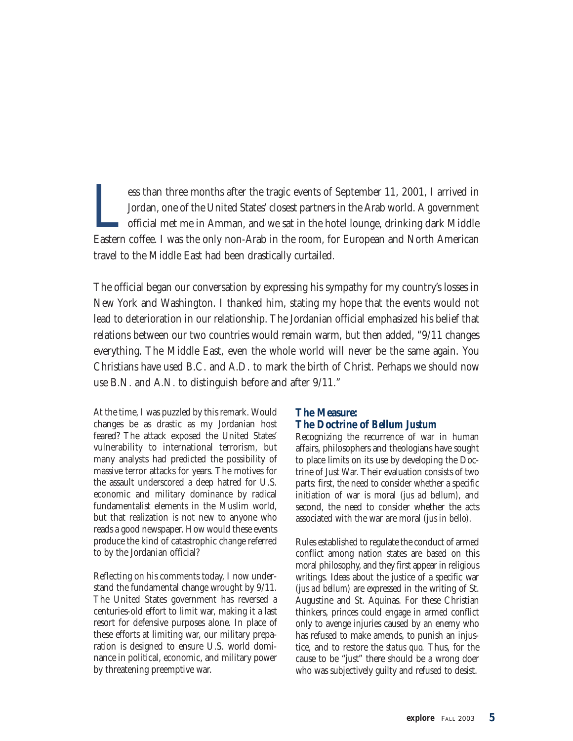Less than three months after the tragic events of September 11, 2001, I arrived in Jordan, one of the United States' closest partners in the Arab world. A government official met me in Amman, and we sat in the hotel lounge, drinking dark Middle Eastern coffee. I was the only non-Arab in the room, for European and North American travel to the Middle East had been drastically curtailed.

The official began our conversation by expressing his sympathy for my country's losses in New York and Washington. I thanked him, stating my hope that the events would not lead to deterioration in our relationship. The Jordanian official emphasized his belief that relations between our two countries would remain warm, but then added, "9/11 changes everything. The Middle East, even the whole world will never be the same again. You Christians have used B.C. and A.D. to mark the birth of Christ. Perhaps we should now use B.N. and A.N. to distinguish before and after 9/11."

At the time, I was puzzled by this remark. Would changes be as drastic as my Jordanian host feared? The attack exposed the United States' vulnerability to international terrorism, but many analysts had predicted the possibility of massive terror attacks for years. The motives for the assault underscored a deep hatred for U.S. economic and military dominance by radical fundamentalist elements in the Muslim world, but that realization is not new to anyone who reads a good newspaper. How would these events produce the kind of catastrophic change referred to by the Jordanian official?

Reflecting on his comments today, I now understand the fundamental change wrought by 9/11. The United States government has reversed a centuries-old effort to limit war, making it a last resort for defensive purposes alone. In place of these efforts at limiting war, our military preparation is designed to ensure U.S. world dominance in political, economic, and military power by threatening preemptive war.

## The Measure: The Doctrine of *Bellum Justum*

Recognizing the recurrence of war in human affairs, philosophers and theologians have sought to place limits on its use by developing the Doctrine of Just War. Their evaluation consists of two parts: first, the need to consider whether a specific initiation of war is moral (*jus ad bellum*), and second, the need to consider whether the acts associated with the war are moral (*jus in bello*).

Rules established to regulate the conduct of armed conflict among nation states are based on this moral philosophy, and they first appear in religious writings. Ideas about the justice of a specific war (*jus ad bellum*) are expressed in the writing of St. Augustine and St. Aquinas. For these Christian thinkers, princes could engage in armed conflict only to avenge injuries caused by an enemy who has refused to make amends, to punish an injustice, and to restore the *status quo*. Thus, for the cause to be "just" there should be a wrong doer who was subjectively guilty and refused to desist.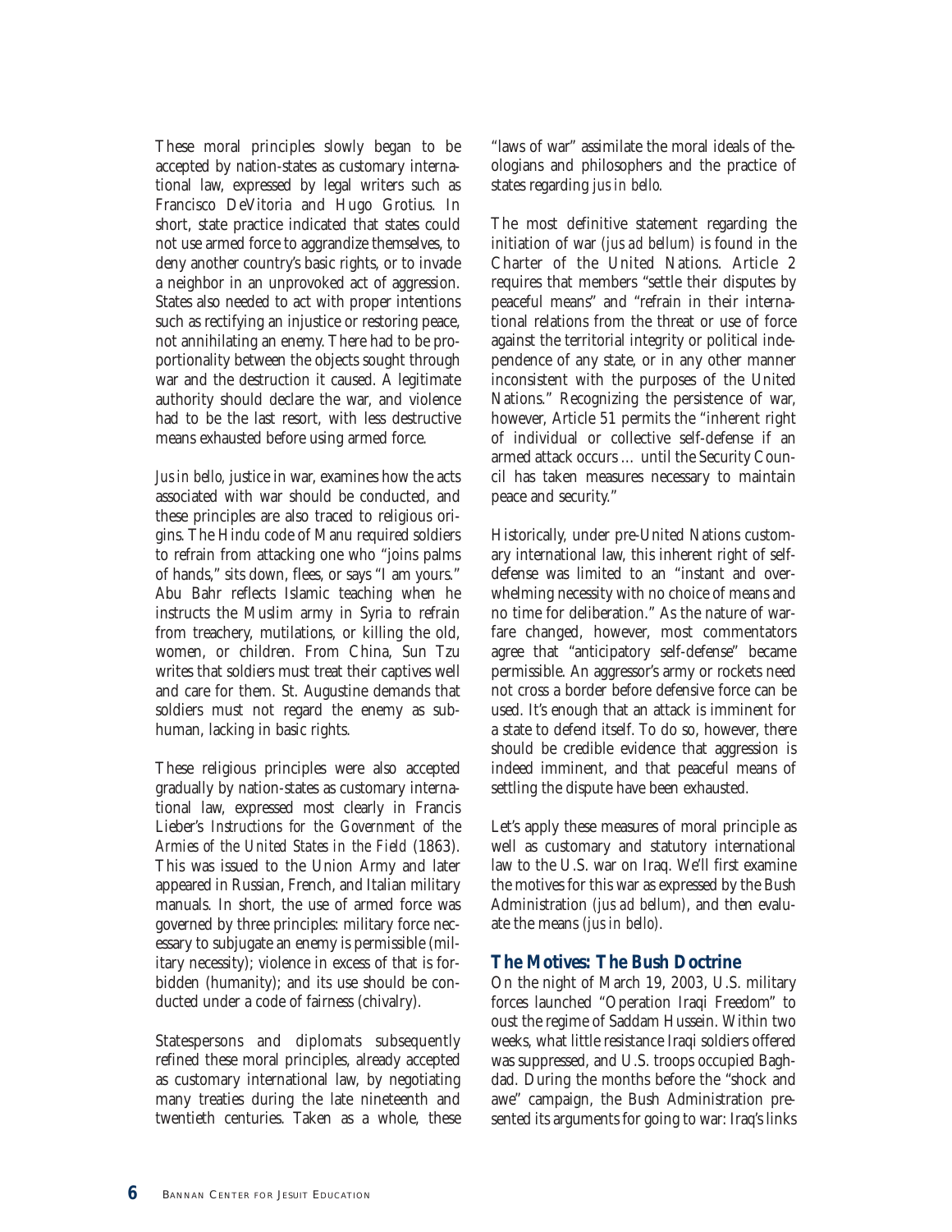These moral principles slowly began to be accepted by nation-states as customary international law, expressed by legal writers such as Francisco DeVitoria and Hugo Grotius. In short, state practice indicated that states could not use armed force to aggrandize themselves, to deny another country's basic rights, or to invade a neighbor in an unprovoked act of aggression. States also needed to act with proper intentions such as rectifying an injustice or restoring peace, not annihilating an enemy. There had to be proportionality between the objects sought through war and the destruction it caused. A legitimate authority should declare the war, and violence had to be the last resort, with less destructive means exhausted before using armed force.

*Jus in bello*, justice in war, examines how the acts associated with war should be conducted, and these principles are also traced to religious origins. The Hindu code of Manu required soldiers to refrain from attacking one who "joins palms of hands," sits down, flees, or says "I am yours." Abu Bahr reflects Islamic teaching when he instructs the Muslim army in Syria to refrain from treachery, mutilations, or killing the old, women, or children. From China, Sun Tzu writes that soldiers must treat their captives well and care for them. St. Augustine demands that soldiers must not regard the enemy as subhuman, lacking in basic rights.

These religious principles were also accepted gradually by nation-states as customary international law, expressed most clearly in Francis Lieber's *Instructions for the Government of the Armies of the United States in the Field* (1863). This was issued to the Union Army and later appeared in Russian, French, and Italian military manuals. In short, the use of armed force was governed by three principles: military force necessary to subjugate an enemy is permissible (military necessity); violence in excess of that is forbidden (humanity); and its use should be conducted under a code of fairness (chivalry).

Statespersons and diplomats subsequently refined these moral principles, already accepted as customary international law, by negotiating many treaties during the late nineteenth and twentieth centuries. Taken as a whole, these "laws of war" assimilate the moral ideals of theologians and philosophers and the practice of states regarding *jus in bello*.

The most definitive statement regarding the initiation of war *(jus ad bellum)* is found in the Charter of the United Nations. Article 2 requires that members "settle their disputes by peaceful means" and "refrain in their international relations from the threat or use of force against the territorial integrity or political independence of any state, or in any other manner inconsistent with the purposes of the United Nations." Recognizing the persistence of war, however, Article 51 permits the "inherent right of individual or collective self-defense if an armed attack occurs … until the Security Council has taken measures necessary to maintain peace and security."

Historically, under pre-United Nations customary international law, this inherent right of self-defense was limited to an "instant and overwhelming necessity with no choice of means and no time for deliberation." As the nature of warfare changed, however, most commentators agree that "anticipatory self-defense" became permissible. An aggressor's army or rockets need not cross a border before defensive force can be used. It's enough that an attack is imminent for a state to defend itself. To do so, however, there should be credible evidence that aggression is indeed imminent, and that peaceful means of settling the dispute have been exhausted.

Let's apply these measures of moral principle as well as customary and statutory international law to the U.S. war on Iraq. We'll first examine the motives for this war as expressed by the Bush Administration *(jus ad bellum)*, and then evaluate the means *(jus in bello)*.

## The Motives: The Bush Doctrine

On the night of March 19, 2003, U.S. military forces launched "Operation Iraqi Freedom" to oust the regime of Saddam Hussein. Within two weeks, what little resistance Iraqi soldiers offered was suppressed, and U.S. troops occupied Baghdad. During the months before the "shock and awe" campaign, the Bush Administration presented its arguments for going to war: Iraq's links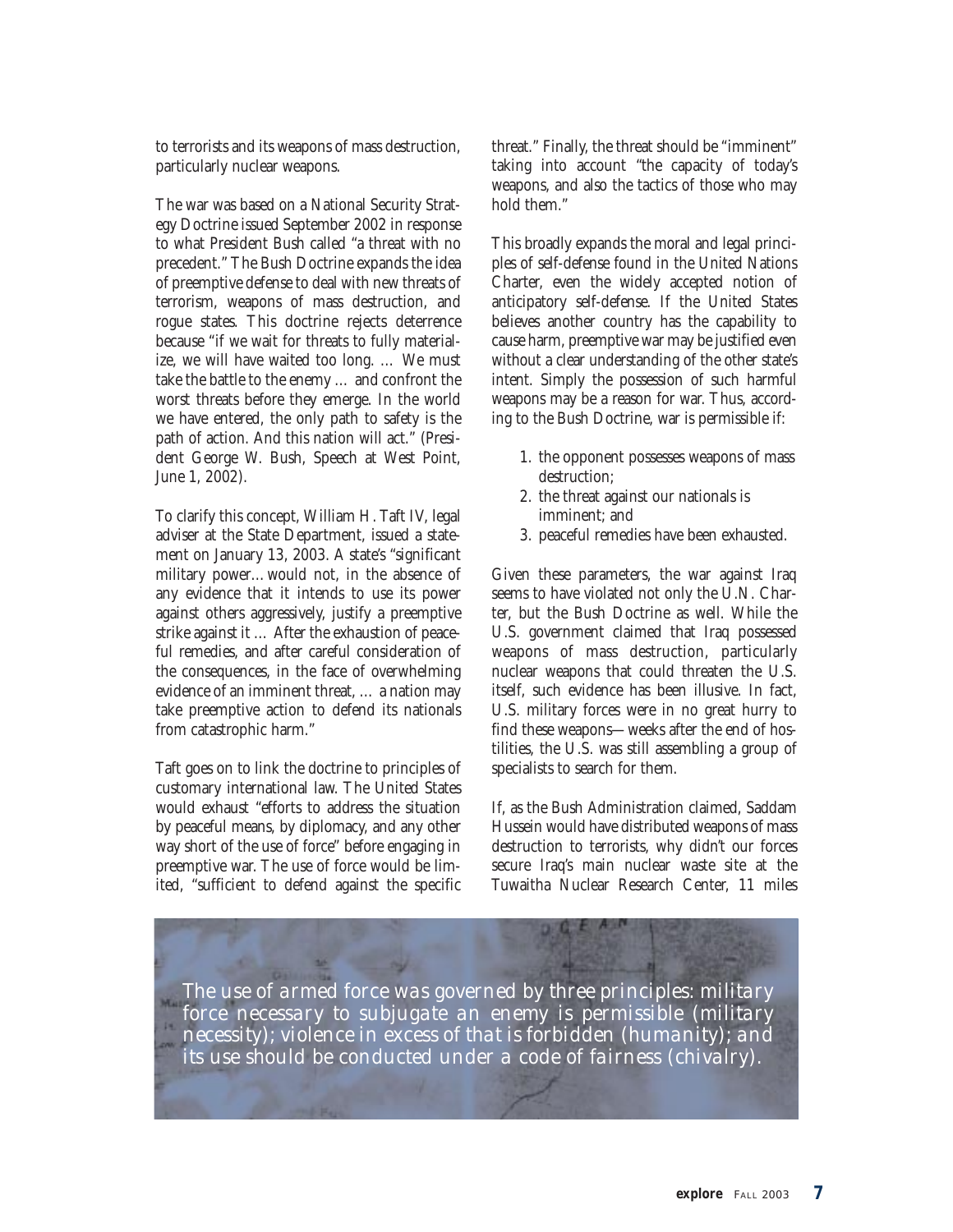to terrorists and its weapons of mass destruction, particularly nuclear weapons.

The war was based on a National Security Strategy Doctrine issued September 2002 in response to what President Bush called "a threat with no precedent." The Bush Doctrine expands the idea of preemptive defense to deal with new threats of terrorism, weapons of mass destruction, and rogue states. This doctrine rejects deterrence because "if we wait for threats to fully materialize, we will have waited too long. … We must take the battle to the enemy … and confront the worst threats before they emerge. In the world we have entered, the only path to safety is the path of action. And this nation will act." (President George W. Bush, Speech at West Point, June 1, 2002).

To clarify this concept, William H. Taft IV, legal adviser at the State Department, issued a statement on January 13, 2003. A state's "significant military power…would not, in the absence of any evidence that it intends to use its power against others aggressively, justify a preemptive strike against it … After the exhaustion of peaceful remedies, and after careful consideration of the consequences, in the face of overwhelming evidence of an imminent threat, … a nation may take preemptive action to defend its nationals from catastrophic harm."

Taft goes on to link the doctrine to principles of customary international law. The United States would exhaust "efforts to address the situation by peaceful means, by diplomacy, and any other way short of the use of force" before engaging in preemptive war. The use of force would be limited, "sufficient to defend against the specific threat." Finally, the threat should be "imminent" taking into account "the capacity of today's weapons, and also the tactics of those who may hold them."

This broadly expands the moral and legal principles of self-defense found in the United Nations Charter, even the widely accepted notion of anticipatory self-defense. If the United States believes another country has the capability to cause harm, preemptive war may be justified even without a clear understanding of the other state's intent. Simply the possession of such harmful weapons may be a reason for war. Thus, according to the Bush Doctrine, war is permissible if:

1. the opponent possesses weapons of mass destruction;
2. the threat against our nationals is imminent; and
3. peaceful remedies have been exhausted.

Given these parameters, the war against Iraq seems to have violated not only the U.N. Charter, but the Bush Doctrine as well. While the U.S. government claimed that Iraq possessed weapons of mass destruction, particularly nuclear weapons that could threaten the U.S. itself, such evidence has been illusive. In fact, U.S. military forces were in no great hurry to find these weapons—weeks after the end of hostilities, the U.S. was still assembling a group of specialists to search for them.

If, as the Bush Administration claimed, Saddam Hussein would have distributed weapons of mass destruction to terrorists, why didn't our forces secure Iraq's main nuclear waste site at the Tuwaitha Nuclear Research Center, 11 miles

*The use of armed force was governed by three principles: military force necessary to subjugate an enemy is permissible (military necessity); violence in excess of that is forbidden (humanity); and its use should be conducted under a code of fairness (chivalry).*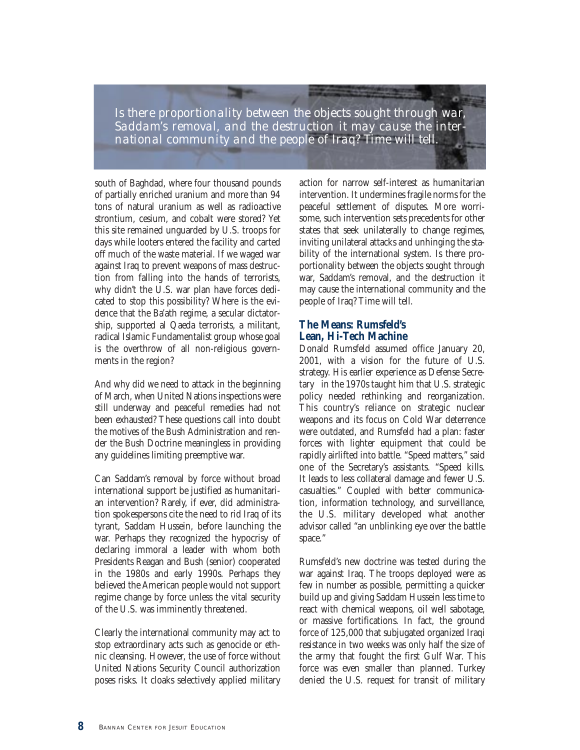*Is there proportionality between the objects sought through war, Saddam's removal, and the destruction it may cause the international community and the people of Iraq? Time will tell.*

south of Baghdad, where four thousand pounds of partially enriched uranium and more than 94 tons of natural uranium as well as radioactive strontium, cesium, and cobalt were stored? Yet this site remained unguarded by U.S. troops for days while looters entered the facility and carted off much of the waste material. If we waged war against Iraq to prevent weapons of mass destruction from falling into the hands of terrorists, why didn't the U.S. war plan have forces dedicated to stop this possibility? Where is the evidence that the Ba'ath regime, a secular dictatorship, supported al Qaeda terrorists, a militant, radical Islamic Fundamentalist group whose goal is the overthrow of all non-religious governments in the region?

And why did we need to attack in the beginning of March, when United Nations inspections were still underway and peaceful remedies had not been exhausted? These questions call into doubt the motives of the Bush Administration and render the Bush Doctrine meaningless in providing any guidelines limiting preemptive war.

Can Saddam's removal by force without broad international support be justified as humanitarian intervention? Rarely, if ever, did administration spokespersons cite the need to rid Iraq of its tyrant, Saddam Hussein, before launching the war. Perhaps they recognized the hypocrisy of declaring immoral a leader with whom both Presidents Reagan and Bush (senior) cooperated in the 1980s and early 1990s. Perhaps they believed the American people would not support regime change by force unless the vital security of the U.S. was imminently threatened.

Clearly the international community may act to stop extraordinary acts such as genocide or ethnic cleansing. However, the use of force without United Nations Security Council authorization poses risks. It cloaks selectively applied military action for narrow self-interest as humanitarian intervention. It undermines fragile norms for the peaceful settlement of disputes. More worrisome, such intervention sets precedents for other states that seek unilaterally to change regimes, inviting unilateral attacks and unhinging the stability of the international system. Is there proportionality between the objects sought through war, Saddam's removal, and the destruction it may cause the international community and the people of Iraq? Time will tell.

## The Means: Rumsfeld's Lean, Hi-Tech Machine

Donald Rumsfeld assumed office January 20, 2001, with a vision for the future of U.S. strategy. His earlier experience as Defense Secretary in the 1970s taught him that U.S. strategic policy needed rethinking and reorganization. This country's reliance on strategic nuclear weapons and its focus on Cold War deterrence were outdated, and Rumsfeld had a plan: faster forces with lighter equipment that could be rapidly airlifted into battle. "Speed matters," said one of the Secretary's assistants. "Speed kills. It leads to less collateral damage and fewer U.S. casualties." Coupled with better communication, information technology, and surveillance, the U.S. military developed what another advisor called "an unblinking eye over the battle space."

Rumsfeld's new doctrine was tested during the war against Iraq. The troops deployed were as few in number as possible, permitting a quicker build up and giving Saddam Hussein less time to react with chemical weapons, oil well sabotage, or massive fortifications. In fact, the ground force of 125,000 that subjugated organized Iraqi resistance in two weeks was only half the size of the army that fought the first Gulf War. This force was even smaller than planned. Turkey denied the U.S. request for transit of military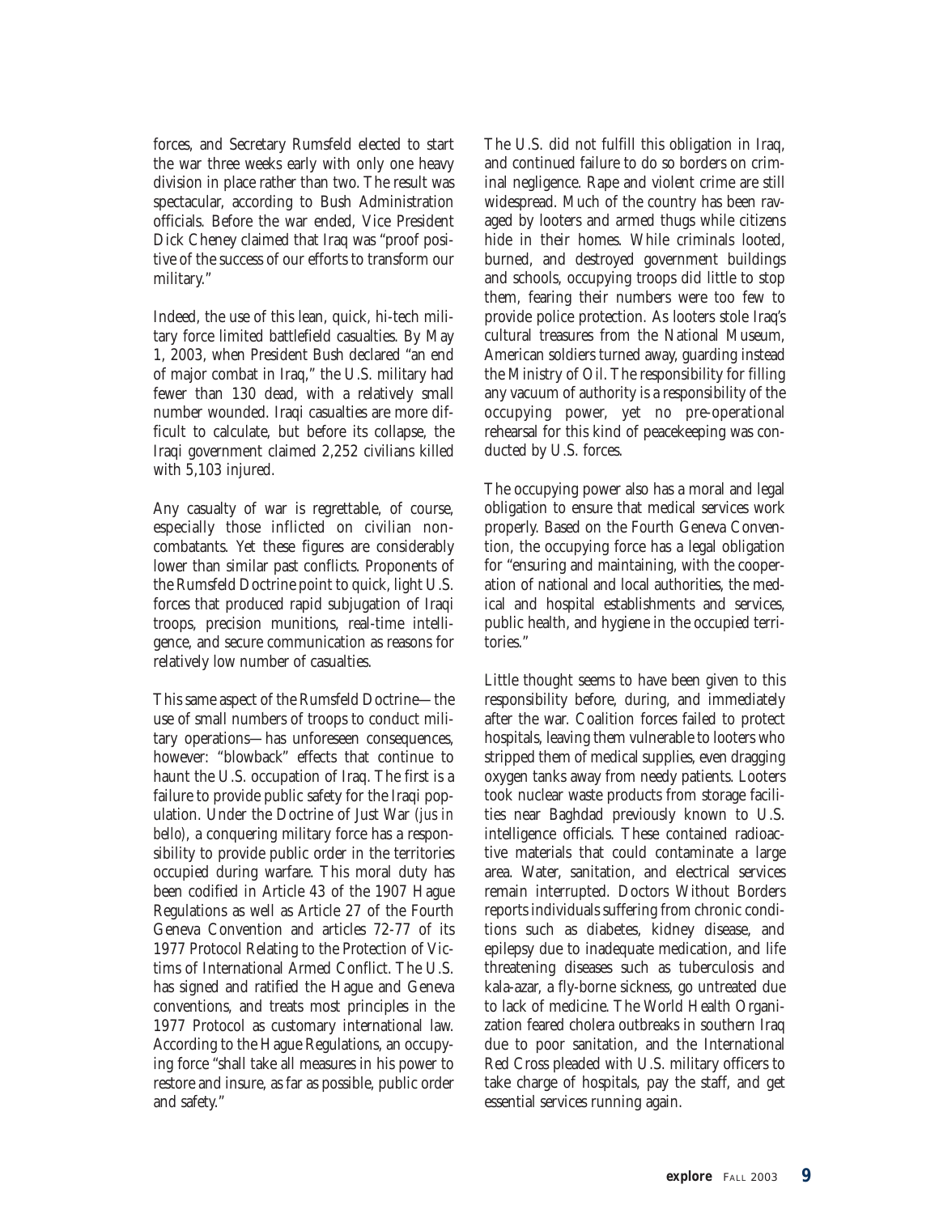forces, and Secretary Rumsfeld elected to start the war three weeks early with only one heavy division in place rather than two. The result was spectacular, according to Bush Administration officials. Before the war ended, Vice President Dick Cheney claimed that Iraq was "proof positive of the success of our efforts to transform our military."

Indeed, the use of this lean, quick, hi-tech military force limited battlefield casualties. By May 1, 2003, when President Bush declared "an end of major combat in Iraq," the U.S. military had fewer than 130 dead, with a relatively small number wounded. Iraqi casualties are more difficult to calculate, but before its collapse, the Iraqi government claimed 2,252 civilians killed with 5,103 injured.

Any casualty of war is regrettable, of course, especially those inflicted on civilian noncombatants. Yet these figures are considerably lower than similar past conflicts. Proponents of the Rumsfeld Doctrine point to quick, light U.S. forces that produced rapid subjugation of Iraqi troops, precision munitions, real-time intelligence, and secure communication as reasons for relatively low number of casualties.

This same aspect of the Rumsfeld Doctrine—the use of small numbers of troops to conduct military operations—has unforeseen consequences, however: "blowback" effects that continue to haunt the U.S. occupation of Iraq. The first is a failure to provide public safety for the Iraqi population. Under the Doctrine of Just War (*jus in bello*), a conquering military force has a responsibility to provide public order in the territories occupied during warfare. This moral duty has been codified in Article 43 of the 1907 Hague Regulations as well as Article 27 of the Fourth Geneva Convention and articles 72-77 of its 1977 Protocol Relating to the Protection of Victims of International Armed Conflict. The U.S. has signed and ratified the Hague and Geneva conventions, and treats most principles in the 1977 Protocol as customary international law. According to the Hague Regulations, an occupying force "shall take all measures in his power to restore and insure, as far as possible, public order and safety."

The U.S. did not fulfill this obligation in Iraq, and continued failure to do so borders on criminal negligence. Rape and violent crime are still widespread. Much of the country has been ravaged by looters and armed thugs while citizens hide in their homes. While criminals looted, burned, and destroyed government buildings and schools, occupying troops did little to stop them, fearing their numbers were too few to provide police protection. As looters stole Iraq's cultural treasures from the National Museum, American soldiers turned away, guarding instead the Ministry of Oil. The responsibility for filling any vacuum of authority is a responsibility of the occupying power, yet no pre-operational rehearsal for this kind of peacekeeping was conducted by U.S. forces.

The occupying power also has a moral and legal obligation to ensure that medical services work properly. Based on the Fourth Geneva Convention, the occupying force has a legal obligation for "ensuring and maintaining, with the cooperation of national and local authorities, the medical and hospital establishments and services, public health, and hygiene in the occupied territories."

Little thought seems to have been given to this responsibility before, during, and immediately after the war. Coalition forces failed to protect hospitals, leaving them vulnerable to looters who stripped them of medical supplies, even dragging oxygen tanks away from needy patients. Looters took nuclear waste products from storage facilities near Baghdad previously known to U.S. intelligence officials. These contained radioactive materials that could contaminate a large area. Water, sanitation, and electrical services remain interrupted. Doctors Without Borders reports individuals suffering from chronic conditions such as diabetes, kidney disease, and epilepsy due to inadequate medication, and life threatening diseases such as tuberculosis and kala-azar, a fly-borne sickness, go untreated due to lack of medicine. The World Health Organization feared cholera outbreaks in southern Iraq due to poor sanitation, and the International Red Cross pleaded with U.S. military officers to take charge of hospitals, pay the staff, and get essential services running again.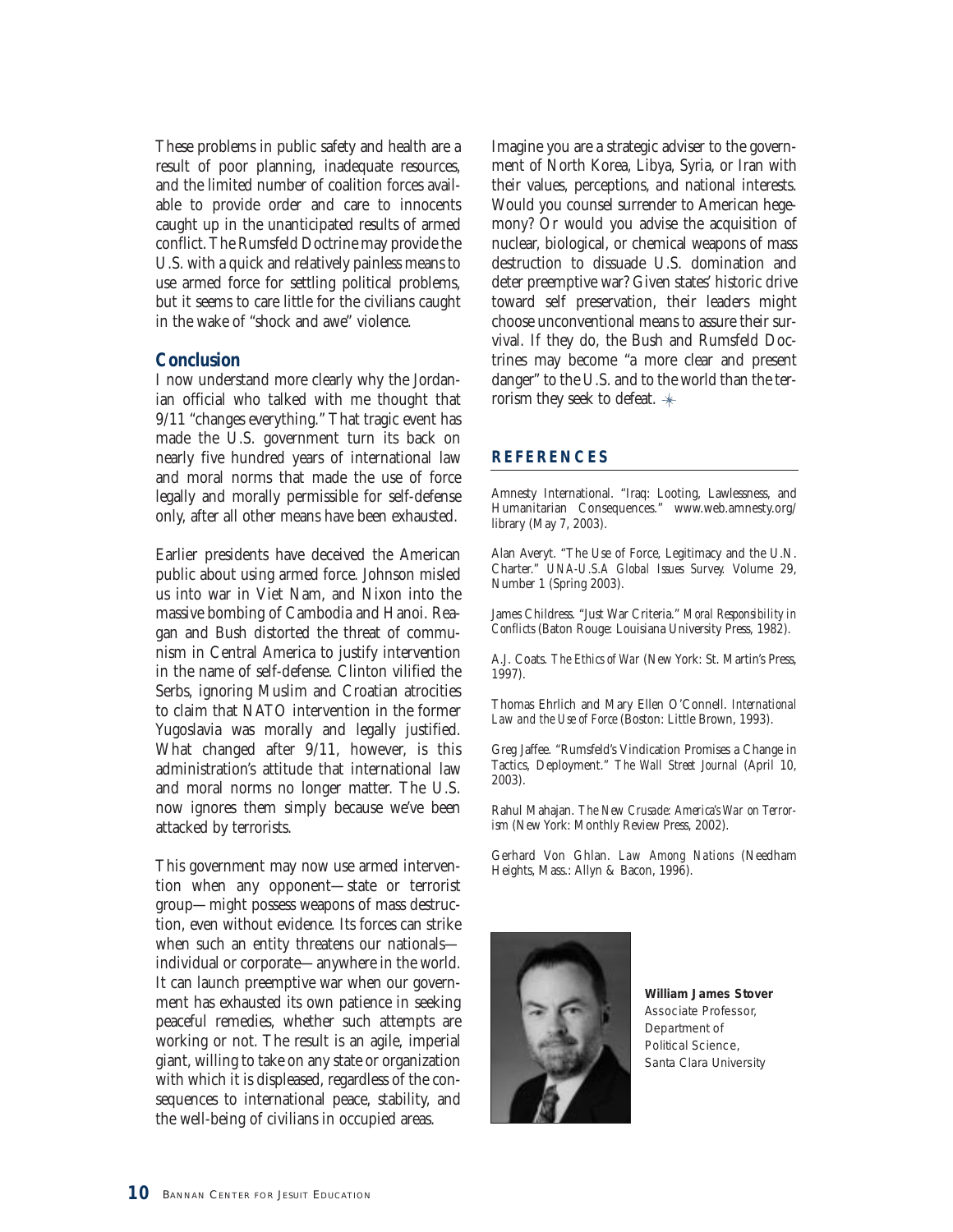These problems in public safety and health are a result of poor planning, inadequate resources, and the limited number of coalition forces available to provide order and care to innocents caught up in the unanticipated results of armed conflict. The Rumsfeld Doctrine may provide the U.S. with a quick and relatively painless means to use armed force for settling political problems, but it seems to care little for the civilians caught in the wake of "shock and awe" violence.

## Conclusion

I now understand more clearly why the Jordanian official who talked with me thought that 9/11 "changes everything." That tragic event has made the U.S. government turn its back on nearly five hundred years of international law and moral norms that made the use of force legally and morally permissible for self-defense only, after all other means have been exhausted.

Earlier presidents have deceived the American public about using armed force. Johnson misled us into war in Viet Nam, and Nixon into the massive bombing of Cambodia and Hanoi. Reagan and Bush distorted the threat of communism in Central America to justify intervention in the name of self-defense. Clinton vilified the Serbs, ignoring Muslim and Croatian atrocities to claim that NATO intervention in the former Yugoslavia was morally and legally justified. What changed after 9/11, however, is this administration's attitude that international law and moral norms no longer matter. The U.S. now ignores them simply because we've been attacked by terrorists.

This government may now use armed intervention when any opponent—state or terrorist group—might possess weapons of mass destruction, even without evidence. Its forces can strike when such an entity threatens our nationals—individual or corporate—anywhere in the world. It can launch preemptive war when our government has exhausted its own patience in seeking peaceful remedies, whether such attempts are working or not. The result is an agile, imperial giant, willing to take on any state or organization with which it is displeased, regardless of the consequences to international peace, stability, and the well-being of civilians in occupied areas.

Imagine you are a strategic adviser to the government of North Korea, Libya, Syria, or Iran with their values, perceptions, and national interests. Would you counsel surrender to American hegemony? Or would you advise the acquisition of nuclear, biological, or chemical weapons of mass destruction to dissuade U.S. domination and deter preemptive war? Given states' historic drive toward self preservation, their leaders might choose unconventional means to assure their survival. If they do, the Bush and Rumsfeld Doctrines may become "a more clear and present danger" to the U.S. and to the world than the terrorism they seek to defeat.

## REFERENCES

Amnesty International. "Iraq: Looting, Lawlessness, and Humanitarian Consequences." www.web.amnesty.org/library (May 7, 2003).

Alan Averyt. "The Use of Force, Legitimacy and the U.N. Charter." *UNA-U.S.A Global Issues Survey.* Volume 29, Number 1 (Spring 2003).

James Childress. "Just War Criteria." *Moral Responsibility in Conflicts* (Baton Rouge: Louisiana University Press, 1982).

A.J. Coats. *The Ethics of War* (New York: St. Martin's Press, 1997).

Thomas Ehrlich and Mary Ellen O'Connell. *International Law and the Use of Force* (Boston: Little Brown, 1993).

Greg Jaffee. "Rumsfeld's Vindication Promises a Change in Tactics, Deployment." *The Wall Street Journal* (April 10, 2003).

Rahul Mahajan. *The New Crusade: America's War on Terrorism* (New York: Monthly Review Press, 2002).

Gerhard Von Ghlan. *Law Among Nations* (Needham Heights, Mass.: Allyn & Bacon, 1996).

**William James Stover**
Associate Professor,
Department of
Political Science,
Santa Clara University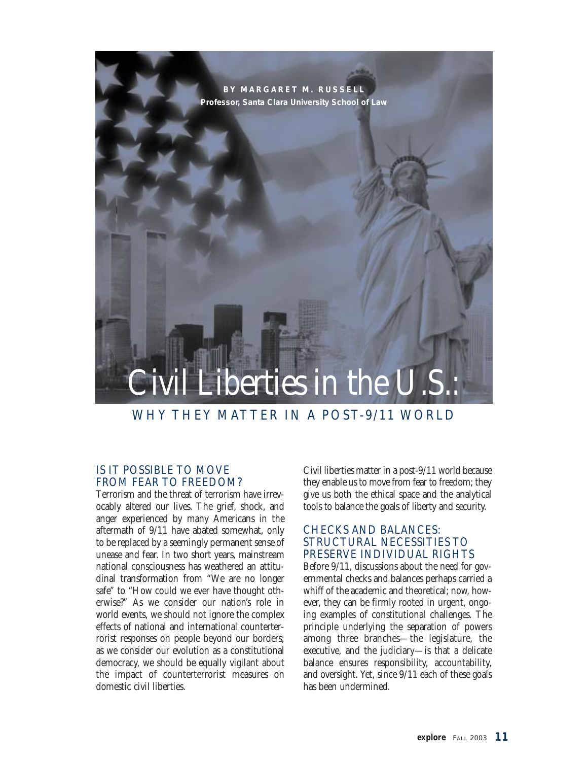BY MARGARET M. RUSSELL

Professor, Santa Clara University School of Law

# Civil Liberties in the U.S.:

## WHY THEY MATTER IN A POST-9/11 WORLD

### IS IT POSSIBLE TO MOVE FROM FEAR TO FREEDOM?

Terrorism and the threat of terrorism have irrevocably altered our lives. The grief, shock, and anger experienced by many Americans in the aftermath of 9/11 have abated somewhat, only to be replaced by a seemingly permanent sense of unease and fear. In two short years, mainstream national consciousness has weathered an attitudinal transformation from "We are no longer safe" to "How could we ever have thought otherwise?" As we consider our nation's role in world events, we should not ignore the complex effects of national and international counterterrorist responses on people beyond our borders; as we consider our evolution as a constitutional democracy, we should be equally vigilant about the impact of counterterrorist measures on domestic civil liberties.

Civil liberties matter in a post-9/11 world because they enable us to move from fear to freedom; they give us both the ethical space and the analytical tools to balance the goals of liberty and security.

### CHECKS AND BALANCES: STRUCTURAL NECESSITIES TO PRESERVE INDIVIDUAL RIGHTS

Before 9/11, discussions about the need for governmental checks and balances perhaps carried a whiff of the academic and theoretical; now, however, they can be firmly rooted in urgent, ongoing examples of constitutional challenges. The principle underlying the separation of powers among three branches—the legislature, the executive, and the judiciary—is that a delicate balance ensures responsibility, accountability, and oversight. Yet, since 9/11 each of these goals has been undermined.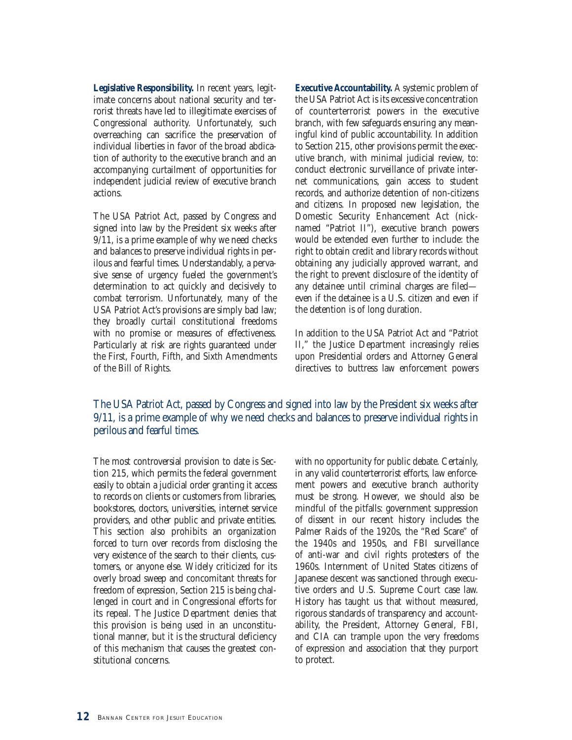**Legislative Responsibility.** In recent years, legitimate concerns about national security and terrorist threats have led to illegitimate exercises of Congressional authority. Unfortunately, such overreaching can sacrifice the preservation of individual liberties in favor of the broad abdication of authority to the executive branch and an accompanying curtailment of opportunities for independent judicial review of executive branch actions.

The USA Patriot Act, passed by Congress and signed into law by the President six weeks after 9/11, is a prime example of why we need checks and balances to preserve individual rights in perilous and fearful times. Understandably, a pervasive sense of urgency fueled the government's determination to act quickly and decisively to combat terrorism. Unfortunately, many of the USA Patriot Act's provisions are simply bad law; they broadly curtail constitutional freedoms with no promise or measures of effectiveness. Particularly at risk are rights guaranteed under the First, Fourth, Fifth, and Sixth Amendments of the Bill of Rights.

The most controversial provision to date is Section 215, which permits the federal government easily to obtain a judicial order granting it access to records on clients or customers from libraries, bookstores, doctors, universities, internet service providers, and other public and private entities. This section also prohibits an organization forced to turn over records from disclosing the very existence of the search to their clients, customers, or anyone else. Widely criticized for its overly broad sweep and concomitant threats for freedom of expression, Section 215 is being challenged in court and in Congressional efforts for its repeal. The Justice Department denies that this provision is being used in an unconstitutional manner, but it is the structural deficiency of this mechanism that causes the greatest constitutional concerns.

**Executive Accountability.** A systemic problem of the USA Patriot Act is its excessive concentration of counterterrorist powers in the executive branch, with few safeguards ensuring any meaningful kind of public accountability. In addition to Section 215, other provisions permit the executive branch, with minimal judicial review, to: conduct electronic surveillance of private internet communications, gain access to student records, and authorize detention of non-citizens and citizens. In proposed new legislation, the Domestic Security Enhancement Act (nicknamed "Patriot II"), executive branch powers would be extended even further to include: the right to obtain credit and library records without obtaining any judicially approved warrant, and the right to prevent disclosure of the identity of any detainee until criminal charges are filed—even if the detainee is a U.S. citizen and even if the detention is of long duration.

In addition to the USA Patriot Act and "Patriot II," the Justice Department increasingly relies upon Presidential orders and Attorney General directives to buttress law enforcement powers with no opportunity for public debate. Certainly, in any valid counterterrorist efforts, law enforcement powers and executive branch authority must be strong. However, we should also be mindful of the pitfalls: government suppression of dissent in our recent history includes the Palmer Raids of the 1920s, the "Red Scare" of the 1940s and 1950s, and FBI surveillance of anti-war and civil rights protesters of the 1960s. Internment of United States citizens of Japanese descent was sanctioned through executive orders and U.S. Supreme Court case law. History has taught us that without measured, rigorous standards of transparency and accountability, the President, Attorney General, FBI, and CIA can trample upon the very freedoms of expression and association that they purport to protect.

*The USA Patriot Act, passed by Congress and signed into law by the President six weeks after 9/11, is a prime example of why we need checks and balances to preserve individual rights in perilous and fearful times.*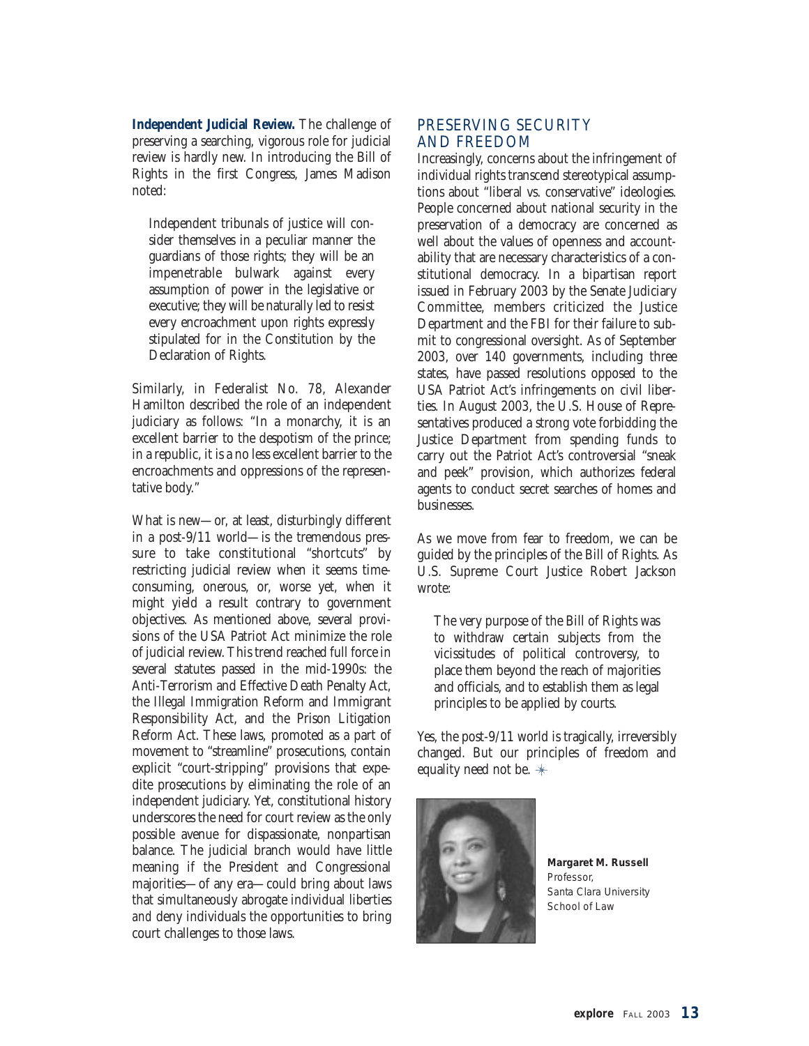**Independent Judicial Review.** The challenge of preserving a searching, vigorous role for judicial review is hardly new. In introducing the Bill of Rights in the first Congress, James Madison noted:

> Independent tribunals of justice will consider themselves in a peculiar manner the guardians of those rights; they will be an impenetrable bulwark against every assumption of power in the legislative or executive; they will be naturally led to resist every encroachment upon rights expressly stipulated for in the Constitution by the Declaration of Rights.

Similarly, in Federalist No. 78, Alexander Hamilton described the role of an independent judiciary as follows: "In a monarchy, it is an excellent barrier to the despotism of the prince; in a republic, it is a no less excellent barrier to the encroachments and oppressions of the representative body."

What is new—or, at least, disturbingly different in a post-9/11 world—is the tremendous pressure to take constitutional "shortcuts" by restricting judicial review when it seems time-consuming, onerous, or, worse yet, when it might yield a result contrary to government objectives. As mentioned above, several provisions of the USA Patriot Act minimize the role of judicial review. This trend reached full force in several statutes passed in the mid-1990s: the Anti-Terrorism and Effective Death Penalty Act, the Illegal Immigration Reform and Immigrant Responsibility Act, and the Prison Litigation Reform Act. These laws, promoted as a part of movement to "streamline" prosecutions, contain explicit "court-stripping" provisions that expedite prosecutions by eliminating the role of an independent judiciary. Yet, constitutional history underscores the need for court review as the only possible avenue for dispassionate, nonpartisan balance. The judicial branch would have little meaning if the President and Congressional majorities—of any era—could bring about laws that simultaneously abrogate individual liberties *and* deny individuals the opportunities to bring court challenges to those laws.

## PRESERVING SECURITY AND FREEDOM

Increasingly, concerns about the infringement of individual rights transcend stereotypical assumptions about "liberal vs. conservative" ideologies. People concerned about national security in the preservation of a democracy are concerned as well about the values of openness and accountability that are necessary characteristics of a constitutional democracy. In a bipartisan report issued in February 2003 by the Senate Judiciary Committee, members criticized the Justice Department and the FBI for their failure to submit to congressional oversight. As of September 2003, over 140 governments, including three states, have passed resolutions opposed to the USA Patriot Act's infringements on civil liberties. In August 2003, the U.S. House of Representatives produced a strong vote forbidding the Justice Department from spending funds to carry out the Patriot Act's controversial "sneak and peek" provision, which authorizes federal agents to conduct secret searches of homes and businesses.

As we move from fear to freedom, we can be guided by the principles of the Bill of Rights. As U.S. Supreme Court Justice Robert Jackson wrote:

> The very purpose of the Bill of Rights was to withdraw certain subjects from the vicissitudes of political controversy, to place them beyond the reach of majorities and officials, and to establish them as legal principles to be applied by courts.

Yes, the post-9/11 world is tragically, irreversibly changed. But our principles of freedom and equality need not be.

**Margaret M. Russell**
Professor,
Santa Clara University
School of Law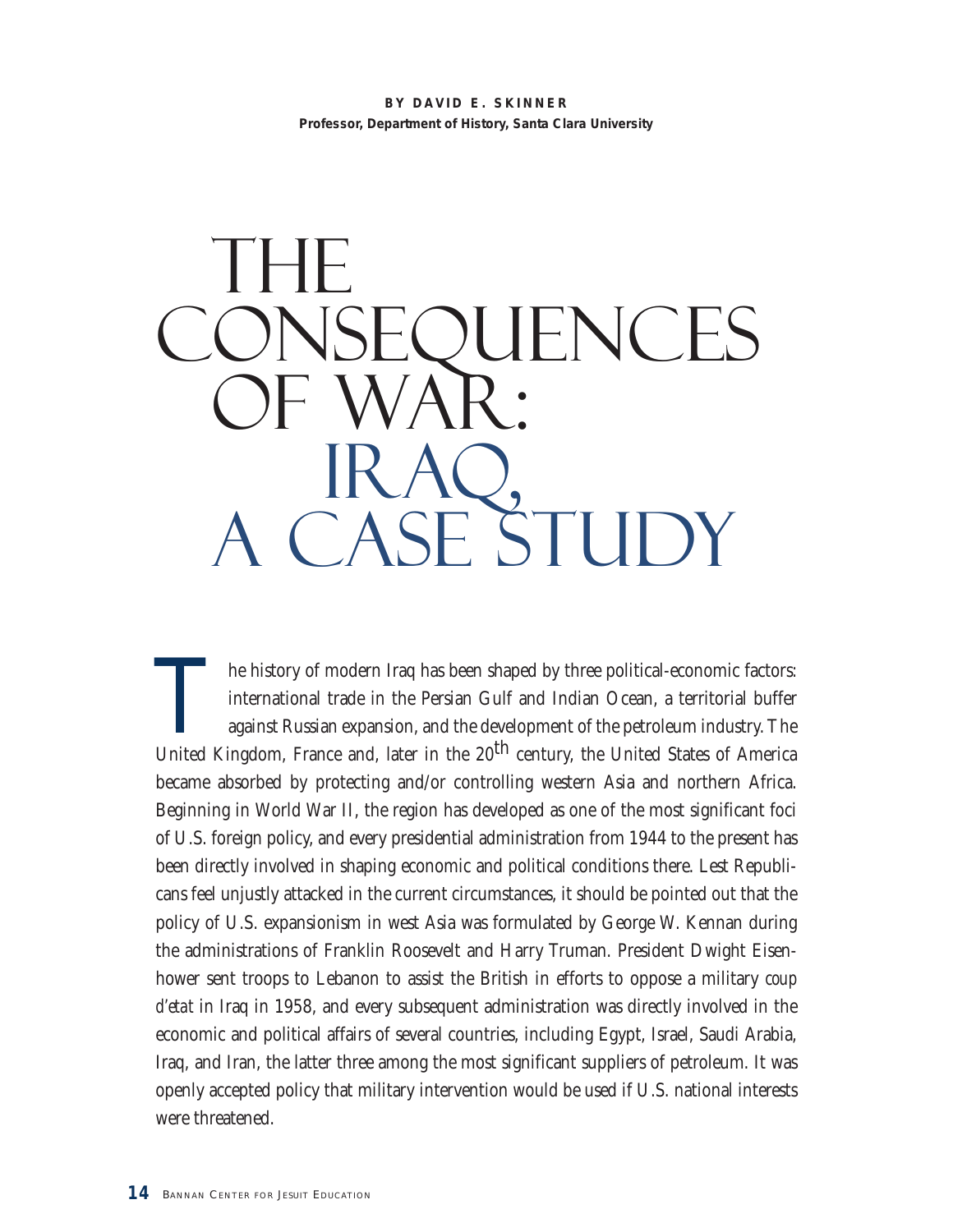**BY DAVID E. SKINNER**
**Professor, Department of History, Santa Clara University**

# The Consequences of War: Iraq, A Case Study

The history of modern Iraq has been shaped by three political-economic factors: international trade in the Persian Gulf and Indian Ocean, a territorial buffer against Russian expansion, and the development of the petroleum industry. The United Kingdom, France and, later in the 20th century, the United States of America became absorbed by protecting and/or controlling western Asia and northern Africa. Beginning in World War II, the region has developed as one of the most significant foci of U.S. foreign policy, and every presidential administration from 1944 to the present has been directly involved in shaping economic and political conditions there. Lest Republicans feel unjustly attacked in the current circumstances, it should be pointed out that the policy of U.S. expansionism in west Asia was formulated by George W. Kennan during the administrations of Franklin Roosevelt and Harry Truman. President Dwight Eisenhower sent troops to Lebanon to assist the British in efforts to oppose a military *coup d'etat* in Iraq in 1958, and every subsequent administration was directly involved in the economic and political affairs of several countries, including Egypt, Israel, Saudi Arabia, Iraq, and Iran, the latter three among the most significant suppliers of petroleum. It was openly accepted policy that military intervention would be used if U.S. national interests were threatened.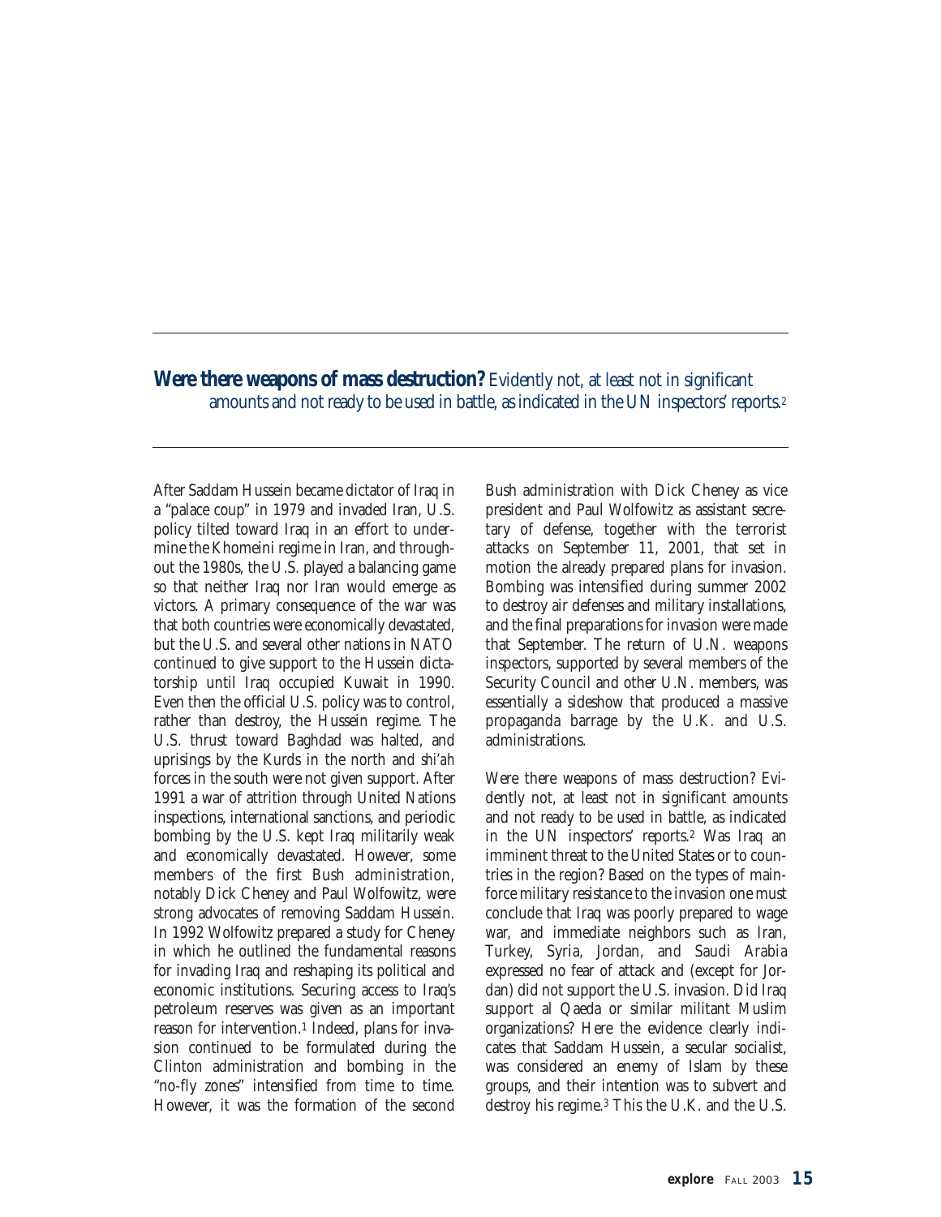**Were there weapons of mass destruction?** Evidently not, at least not in significant amounts and not ready to be used in battle, as indicated in the UN inspectors' reports.[2]

After Saddam Hussein became dictator of Iraq in a "palace coup" in 1979 and invaded Iran, U.S. policy tilted toward Iraq in an effort to undermine the Khomeini regime in Iran, and throughout the 1980s, the U.S. played a balancing game so that neither Iraq nor Iran would emerge as victors. A primary consequence of the war was that both countries were economically devastated, but the U.S. and several other nations in NATO continued to give support to the Hussein dictatorship until Iraq occupied Kuwait in 1990. Even then the official U.S. policy was to control, rather than destroy, the Hussein regime. The U.S. thrust toward Baghdad was halted, and uprisings by the Kurds in the north and *shi'ah* forces in the south were not given support. After 1991 a war of attrition through United Nations inspections, international sanctions, and periodic bombing by the U.S. kept Iraq militarily weak and economically devastated. However, some members of the first Bush administration, notably Dick Cheney and Paul Wolfowitz, were strong advocates of removing Saddam Hussein. In 1992 Wolfowitz prepared a study for Cheney in which he outlined the fundamental reasons for invading Iraq and reshaping its political and economic institutions. Securing access to Iraq's petroleum reserves was given as an important reason for intervention.[1] Indeed, plans for invasion continued to be formulated during the Clinton administration and bombing in the "no-fly zones" intensified from time to time. However, it was the formation of the second Bush administration with Dick Cheney as vice president and Paul Wolfowitz as assistant secretary of defense, together with the terrorist attacks on September 11, 2001, that set in motion the already prepared plans for invasion. Bombing was intensified during summer 2002 to destroy air defenses and military installations, and the final preparations for invasion were made that September. The return of U.N. weapons inspectors, supported by several members of the Security Council and other U.N. members, was essentially a sideshow that produced a massive propaganda barrage by the U.K. and U.S. administrations.

Were there weapons of mass destruction? Evidently not, at least not in significant amounts and not ready to be used in battle, as indicated in the UN inspectors' reports.[2] Was Iraq an imminent threat to the United States or to countries in the region? Based on the types of main-force military resistance to the invasion one must conclude that Iraq was poorly prepared to wage war, and immediate neighbors such as Iran, Turkey, Syria, Jordan, and Saudi Arabia expressed no fear of attack and (except for Jordan) did not support the U.S. invasion. Did Iraq support al Qaeda or similar militant Muslim organizations? Here the evidence clearly indicates that Saddam Hussein, a secular socialist, was considered an enemy of Islam by these groups, and their intention was to subvert and destroy his regime.[3] This the U.K. and the U.S.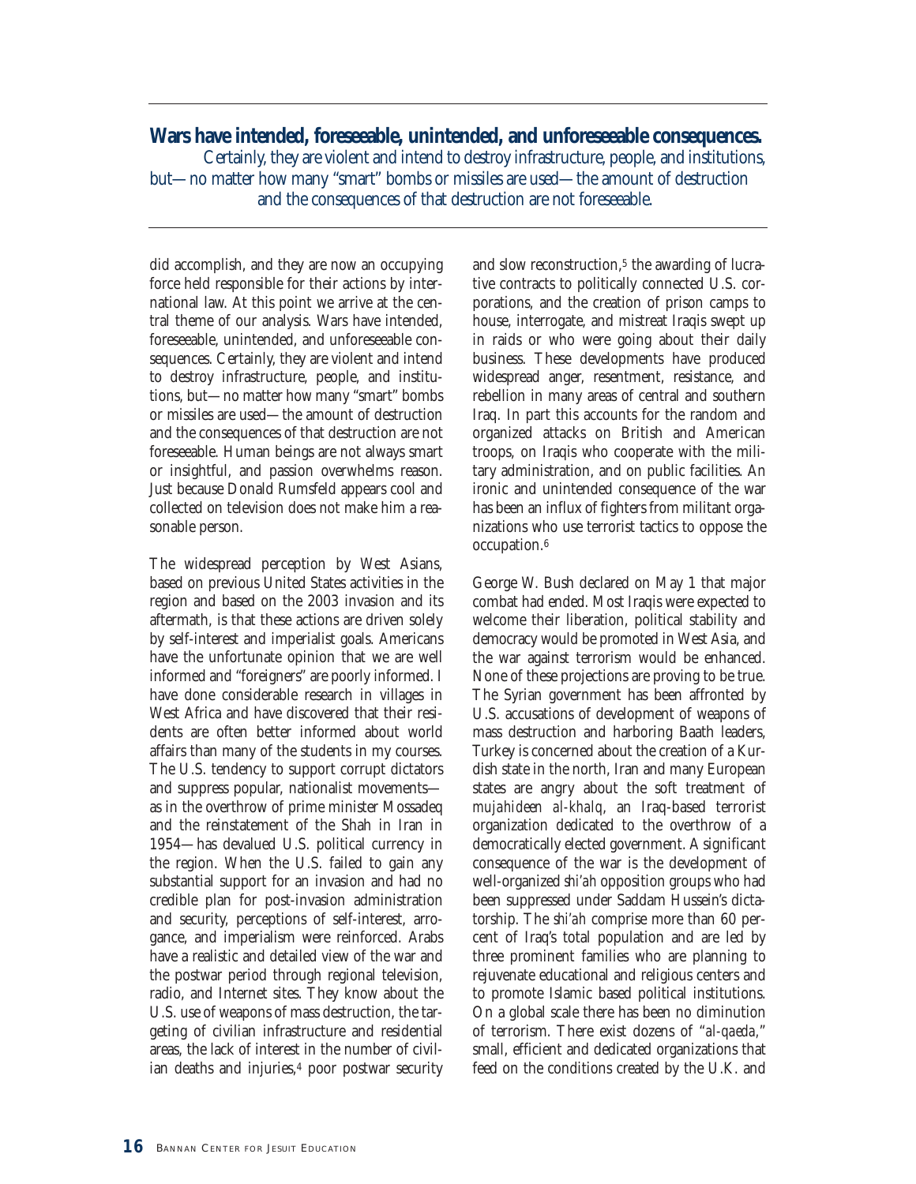**Wars have intended, foreseeable, unintended, and unforeseeable consequences.** Certainly, they are violent and intend to destroy infrastructure, people, and institutions, but—no matter how many "smart" bombs or missiles are used—the amount of destruction and the consequences of that destruction are not foreseeable.

did accomplish, and they are now an occupying force held responsible for their actions by international law. At this point we arrive at the central theme of our analysis. Wars have intended, foreseeable, unintended, and unforeseeable consequences. Certainly, they are violent and intend to destroy infrastructure, people, and institutions, but—no matter how many "smart" bombs or missiles are used—the amount of destruction and the consequences of that destruction are not foreseeable. Human beings are not always smart or insightful, and passion overwhelms reason. Just because Donald Rumsfeld appears cool and collected on television does not make him a reasonable person.

The widespread perception by West Asians, based on previous United States activities in the region and based on the 2003 invasion and its aftermath, is that these actions are driven solely by self-interest and imperialist goals. Americans have the unfortunate opinion that we are well informed and "foreigners" are poorly informed. I have done considerable research in villages in West Africa and have discovered that their residents are often better informed about world affairs than many of the students in my courses. The U.S. tendency to support corrupt dictators and suppress popular, nationalist movements—as in the overthrow of prime minister Mossadeq and the reinstatement of the Shah in Iran in 1954—has devalued U.S. political currency in the region. When the U.S. failed to gain any substantial support for an invasion and had no credible plan for post-invasion administration and security, perceptions of self-interest, arrogance, and imperialism were reinforced. Arabs have a realistic and detailed view of the war and the postwar period through regional television, radio, and Internet sites. They know about the U.S. use of weapons of mass destruction, the targeting of civilian infrastructure and residential areas, the lack of interest in the number of civilian deaths and injuries,[4] poor postwar security and slow reconstruction,[5] the awarding of lucrative contracts to politically connected U.S. corporations, and the creation of prison camps to house, interrogate, and mistreat Iraqis swept up in raids or who were going about their daily business. These developments have produced widespread anger, resentment, resistance, and rebellion in many areas of central and southern Iraq. In part this accounts for the random and organized attacks on British and American troops, on Iraqis who cooperate with the military administration, and on public facilities. An ironic and unintended consequence of the war has been an influx of fighters from militant organizations who use terrorist tactics to oppose the occupation.[6]

George W. Bush declared on May 1 that major combat had ended. Most Iraqis were expected to welcome their liberation, political stability and democracy would be promoted in West Asia, and the war against terrorism would be enhanced. None of these projections are proving to be true. The Syrian government has been affronted by U.S. accusations of development of weapons of mass destruction and harboring Baath leaders, Turkey is concerned about the creation of a Kurdish state in the north, Iran and many European states are angry about the soft treatment of *mujahideen al-khalq*, an Iraq-based terrorist organization dedicated to the overthrow of a democratically elected government. A significant consequence of the war is the development of well-organized *shi'ah* opposition groups who had been suppressed under Saddam Hussein's dictatorship. The *shi'ah* comprise more than 60 percent of Iraq's total population and are led by three prominent families who are planning to rejuvenate educational and religious centers and to promote Islamic based political institutions. On a global scale there has been no diminution of terrorism. There exist dozens of "*al-qaeda*," small, efficient and dedicated organizations that feed on the conditions created by the U.K. and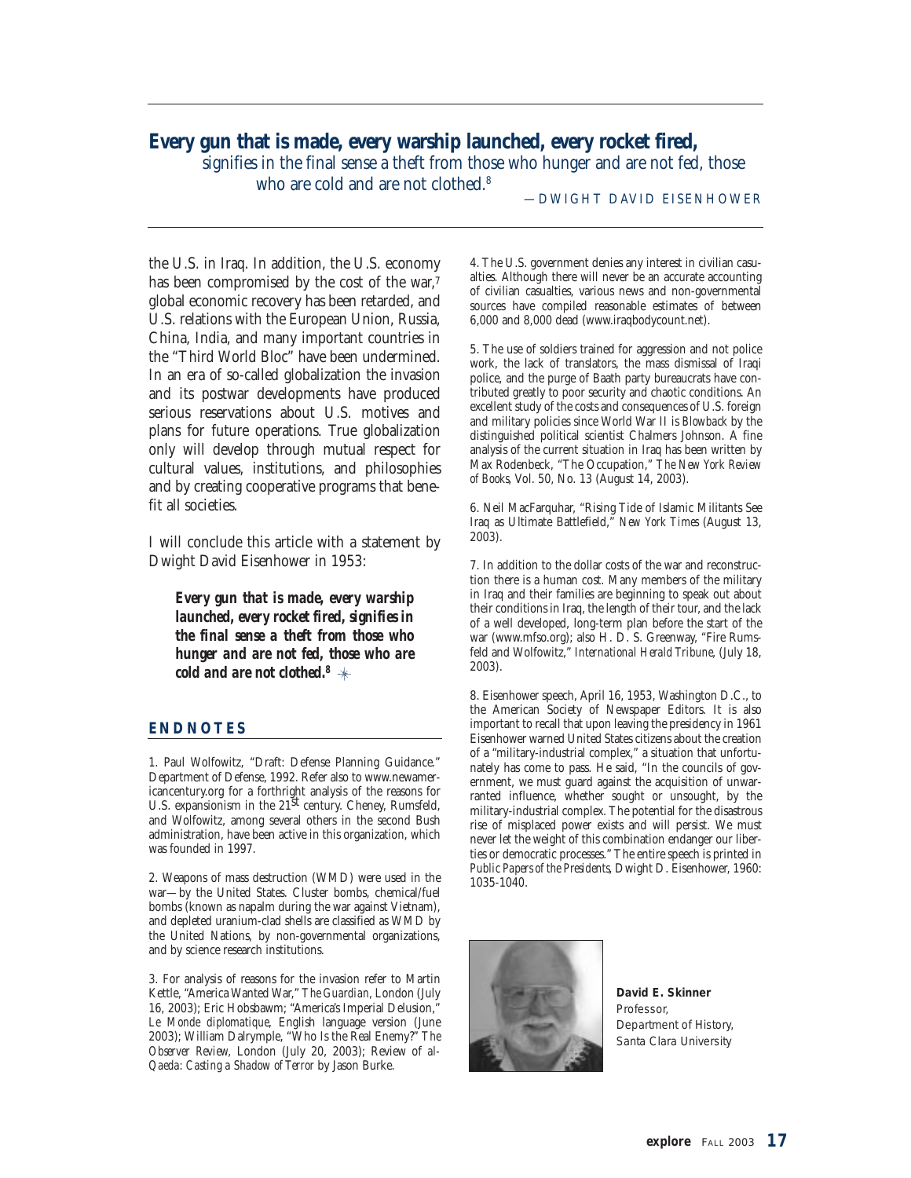**Every gun that is made, every warship launched, every rocket fired,** signifies in the final sense a theft from those who hunger and are not fed, those who are cold and are not clothed.[8]

—DWIGHT DAVID EISENHOWER

the U.S. in Iraq. In addition, the U.S. economy has been compromised by the cost of the war,[7] global economic recovery has been retarded, and U.S. relations with the European Union, Russia, China, India, and many important countries in the "Third World Bloc" have been undermined. In an era of so-called globalization the invasion and its postwar developments have produced serious reservations about U.S. motives and plans for future operations. True globalization only will develop through mutual respect for cultural values, institutions, and philosophies and by creating cooperative programs that benefit all societies.

I will conclude this article with a statement by Dwight David Eisenhower in 1953:

> ***Every gun that is made, every warship launched, every rocket fired, signifies in the final sense a theft from those who hunger and are not fed, those who are cold and are not clothed.***[8]

## ENDNOTES

1. Paul Wolfowitz, "Draft: Defense Planning Guidance." Department of Defense, 1992. Refer also to www.newamericancentury.org for a forthright analysis of the reasons for U.S. expansionism in the 21st century. Cheney, Rumsfeld, and Wolfowitz, among several others in the second Bush administration, have been active in this organization, which was founded in 1997.

2. Weapons of mass destruction (WMD) were used in the war—by the United States. Cluster bombs, chemical/fuel bombs (known as napalm during the war against Vietnam), and depleted uranium-clad shells are classified as WMD by the United Nations, by non-governmental organizations, and by science research institutions.

3. For analysis of reasons for the invasion refer to Martin Kettle, "America Wanted War," *The Guardian*, London (July 16, 2003); Eric Hobsbawm; "America's Imperial Delusion," *Le Monde diplomatique*, English language version (June 2003); William Dalrymple, "Who Is the Real Enemy?" *The Observer Review*, London (July 20, 2003); Review of *al-Qaeda: Casting a Shadow of Terror* by Jason Burke.

4. The U.S. government denies any interest in civilian casualties. Although there will never be an accurate accounting of civilian casualties, various news and non-governmental sources have compiled reasonable estimates of between 6,000 and 8,000 dead (www.iraqbodycount.net).

5. The use of soldiers trained for aggression and not police work, the lack of translators, the mass dismissal of Iraqi police, and the purge of Baath party bureaucrats have contributed greatly to poor security and chaotic conditions. An excellent study of the costs and consequences of U.S. foreign and military policies since World War II is *Blowback* by the distinguished political scientist Chalmers Johnson. A fine analysis of the current situation in Iraq has been written by Max Rodenbeck, "The Occupation," *The New York Review of Books*, Vol. 50, No. 13 (August 14, 2003).

6. Neil MacFarquhar, "Rising Tide of Islamic Militants See Iraq as Ultimate Battlefield," *New York Times* (August 13, 2003).

7. In addition to the dollar costs of the war and reconstruction there is a human cost. Many members of the military in Iraq and their families are beginning to speak out about their conditions in Iraq, the length of their tour, and the lack of a well developed, long-term plan before the start of the war (www.mfso.org); also H. D. S. Greenway, "Fire Rumsfeld and Wolfowitz," *International Herald Tribune*, (July 18, 2003).

8. Eisenhower speech, April 16, 1953, Washington D.C., to the American Society of Newspaper Editors. It is also important to recall that upon leaving the presidency in 1961 Eisenhower warned United States citizens about the creation of a "military-industrial complex," a situation that unfortunately has come to pass. He said, "In the councils of government, we must guard against the acquisition of unwarranted influence, whether sought or unsought, by the military-industrial complex. The potential for the disastrous rise of misplaced power exists and will persist. We must never let the weight of this combination endanger our liberties or democratic processes." The entire speech is printed in *Public Papers of the Presidents*, Dwight D. Eisenhower, 1960: 1035-1040.

**David E. Skinner**
Professor,
Department of History,
Santa Clara University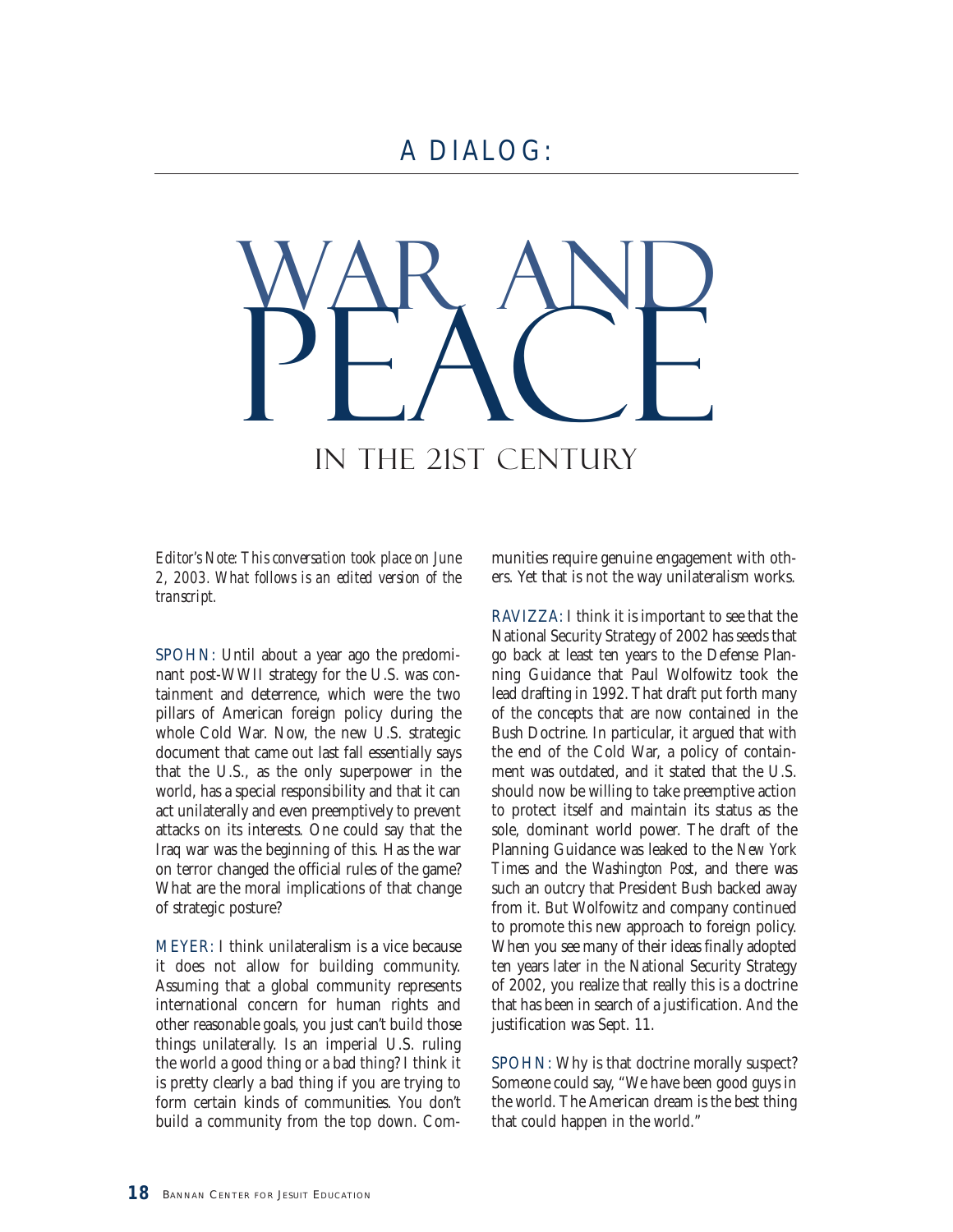# A DIALOG:

# WAR AND PEACE

## IN THE 21ST CENTURY

*Editor's Note: This conversation took place on June 2, 2003. What follows is an edited version of the transcript.*

SPOHN: Until about a year ago the predominant post-WWII strategy for the U.S. was containment and deterrence, which were the two pillars of American foreign policy during the whole Cold War. Now, the new U.S. strategic document that came out last fall essentially says that the U.S., as the only superpower in the world, has a special responsibility and that it can act unilaterally and even preemptively to prevent attacks on its interests. One could say that the Iraq war was the beginning of this. Has the war on terror changed the official rules of the game? What are the moral implications of that change of strategic posture?

MEYER: I think unilateralism is a vice because it does not allow for building community. Assuming that a global community represents international concern for human rights and other reasonable goals, you just can't build those things unilaterally. Is an imperial U.S. ruling the world a good thing or a bad thing? I think it is pretty clearly a bad thing if you are trying to form certain kinds of communities. You don't build a community from the top down. Communities require genuine engagement with others. Yet that is not the way unilateralism works.

RAVIZZA: I think it is important to see that the National Security Strategy of 2002 has seeds that go back at least ten years to the Defense Planning Guidance that Paul Wolfowitz took the lead drafting in 1992. That draft put forth many of the concepts that are now contained in the Bush Doctrine. In particular, it argued that with the end of the Cold War, a policy of containment was outdated, and it stated that the U.S. should now be willing to take preemptive action to protect itself and maintain its status as the sole, dominant world power. The draft of the Planning Guidance was leaked to the *New York Times* and the *Washington Post*, and there was such an outcry that President Bush backed away from it. But Wolfowitz and company continued to promote this new approach to foreign policy. When you see many of their ideas finally adopted ten years later in the National Security Strategy of 2002, you realize that really this is a doctrine that has been in search of a justification. And the justification was Sept. 11.

SPOHN: Why is that doctrine morally suspect? Someone could say, "We have been good guys in the world. The American dream is the best thing that could happen in the world."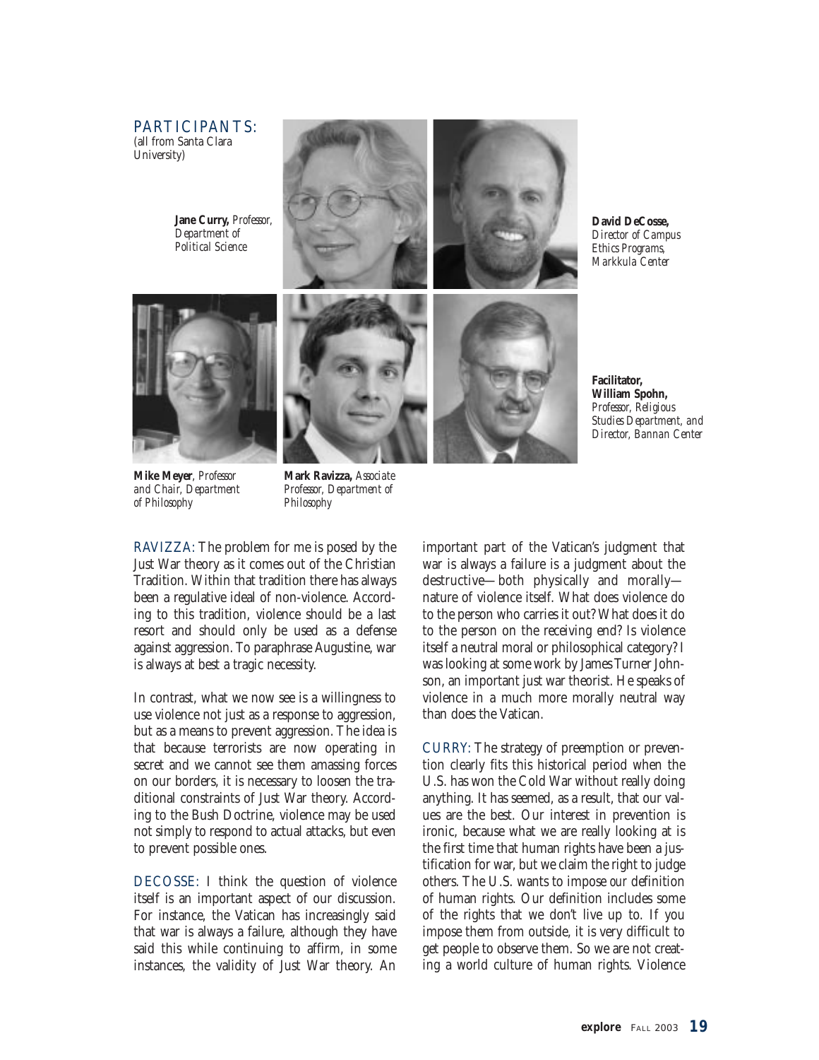PARTICIPANTS:
(all from Santa Clara University)

**Jane Curry,** *Professor, Department of Political Science*

**David DeCosse,** *Director of Campus Ethics Programs, Markkula Center*

**Mike Meyer**, *Professor and Chair, Department of Philosophy*

**Mark Ravizza,** *Associate Professor, Department of Philosophy*

**Facilitator, William Spohn,** *Professor, Religious Studies Department, and Director, Bannan Center*

RAVIZZA: The problem for me is posed by the Just War theory as it comes out of the Christian Tradition. Within that tradition there has always been a regulative ideal of non-violence. According to this tradition, violence should be a last resort and should only be used as a defense against aggression. To paraphrase Augustine, war is always at best a tragic necessity.

In contrast, what we now see is a willingness to use violence not just as a response to aggression, but as a means to prevent aggression. The idea is that because terrorists are now operating in secret and we cannot see them amassing forces on our borders, it is necessary to loosen the traditional constraints of Just War theory. According to the Bush Doctrine, violence may be used not simply to respond to actual attacks, but even to prevent possible ones.

DECOSSE: I think the question of violence itself is an important aspect of our discussion. For instance, the Vatican has increasingly said that war is always a failure, although they have said this while continuing to affirm, in some instances, the validity of Just War theory. An important part of the Vatican's judgment that war is always a failure is a judgment about the destructive—both physically and morally—nature of violence itself. What does violence do to the person who carries it out? What does it do to the person on the receiving end? Is violence itself a neutral moral or philosophical category? I was looking at some work by James Turner Johnson, an important just war theorist. He speaks of violence in a much more morally neutral way than does the Vatican.

CURRY: The strategy of preemption or prevention clearly fits this historical period when the U.S. has won the Cold War without really doing anything. It has seemed, as a result, that our values are the best. Our interest in prevention is ironic, because what we are really looking at is the first time that human rights have been a justification for war, but we claim the right to judge others. The U.S. wants to impose *our* definition of human rights. Our definition includes some of the rights that we don't live up to. If you impose them from outside, it is very difficult to get people to observe them. So we are not creating a world culture of human rights. Violence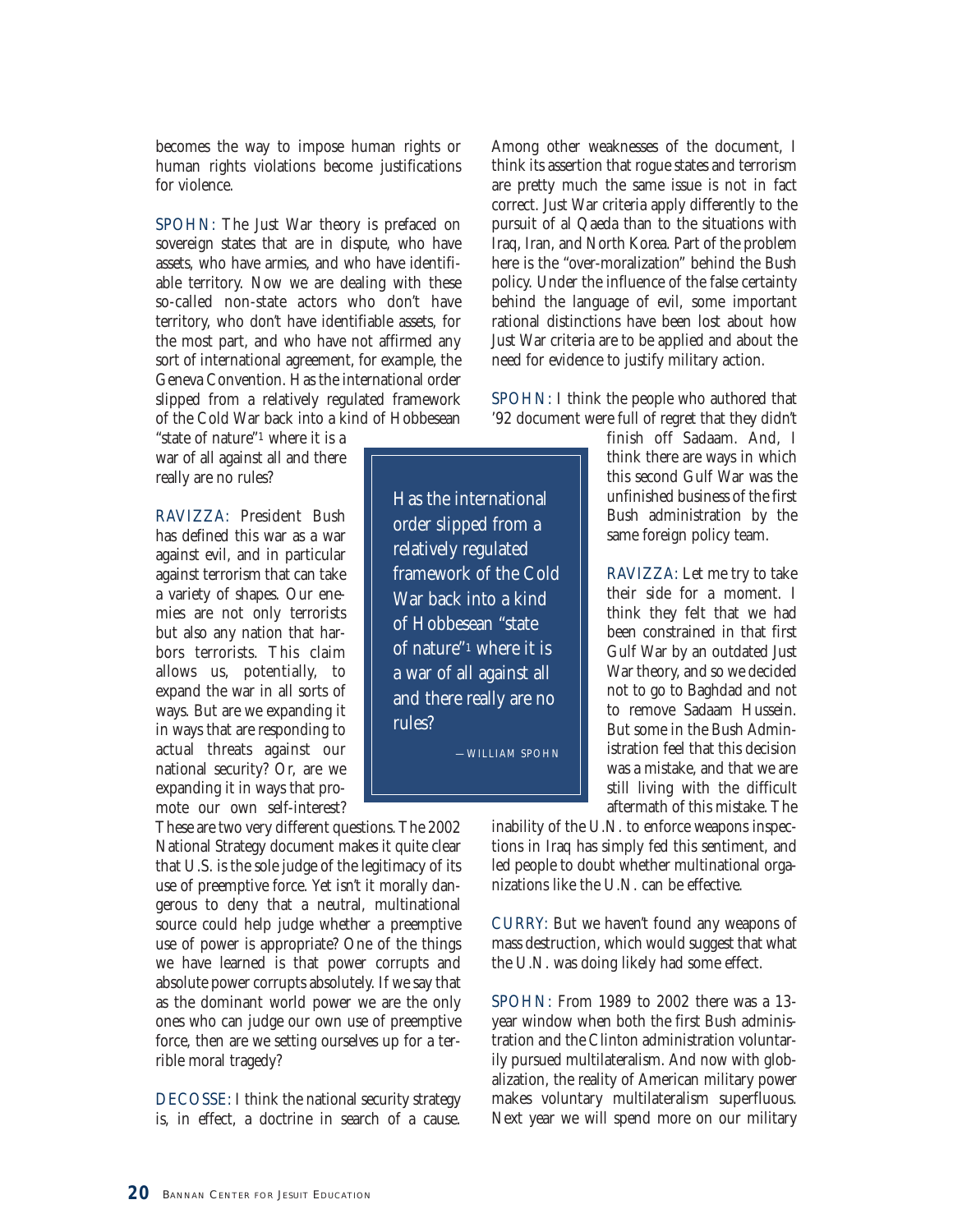becomes the way to impose human rights or human rights violations become justifications for violence.

SPOHN: The Just War theory is prefaced on sovereign states that are in dispute, who have assets, who have armies, and who have identifiable territory. Now we are dealing with these so-called non-state actors who don't have territory, who don't have identifiable assets, for the most part, and who have not affirmed any sort of international agreement, for example, the Geneva Convention. Has the international order slipped from a relatively regulated framework of the Cold War back into a kind of Hobbesean "state of nature"[1] where it is a war of all against all and there really are no rules?

RAVIZZA: President Bush has defined this war as a war against evil, and in particular against terrorism that can take a variety of shapes. Our enemies are not only terrorists but also any nation that harbors terrorists. This claim allows us, potentially, to expand the war in all sorts of ways. But are we expanding it in ways that are responding to actual threats against our national security? Or, are we expanding it in ways that promote our own self-interest? These are two very different questions. The 2002 National Strategy document makes it quite clear that U.S. is the sole judge of the legitimacy of its use of preemptive force. Yet isn't it morally dangerous to deny that a neutral, multinational source could help judge whether a preemptive use of power is appropriate? One of the things we have learned is that power corrupts and absolute power corrupts absolutely. If we say that as the dominant world power we are the only ones who can judge our own use of preemptive force, then are we setting ourselves up for a terrible moral tragedy?

> Has the international order slipped from a relatively regulated framework of the Cold War back into a kind of Hobbesean "state of nature"[1] where it is a war of all against all and there really are no rules?
>
> —WILLIAM SPOHN

DECOSSE: I think the national security strategy is, in effect, a doctrine in search of a cause. Among other weaknesses of the document, I think its assertion that rogue states and terrorism are pretty much the same issue is not in fact correct. Just War criteria apply differently to the pursuit of al Qaeda than to the situations with Iraq, Iran, and North Korea. Part of the problem here is the "over-moralization" behind the Bush policy. Under the influence of the false certainty behind the language of evil, some important rational distinctions have been lost about how Just War criteria are to be applied and about the need for evidence to justify military action.

SPOHN: I think the people who authored that '92 document were full of regret that they didn't finish off Sadaam. And, I think there are ways in which this second Gulf War was the unfinished business of the first Bush administration by the same foreign policy team.

RAVIZZA: Let me try to take their side for a moment. I think they felt that we had been constrained in that first Gulf War by an outdated Just War theory, and so we decided not to go to Baghdad and not to remove Sadaam Hussein. But some in the Bush Administration feel that this decision was a mistake, and that we are still living with the difficult aftermath of this mistake. The inability of the U.N. to enforce weapons inspections in Iraq has simply fed this sentiment, and led people to doubt whether multinational organizations like the U.N. can be effective.

CURRY: But we haven't found any weapons of mass destruction, which would suggest that what the U.N. was doing likely had some effect.

SPOHN: From 1989 to 2002 there was a 13-year window when both the first Bush administration and the Clinton administration voluntarily pursued multilateralism. And now with globalization, the reality of American military power makes voluntary multilateralism superfluous. Next year we will spend more on our military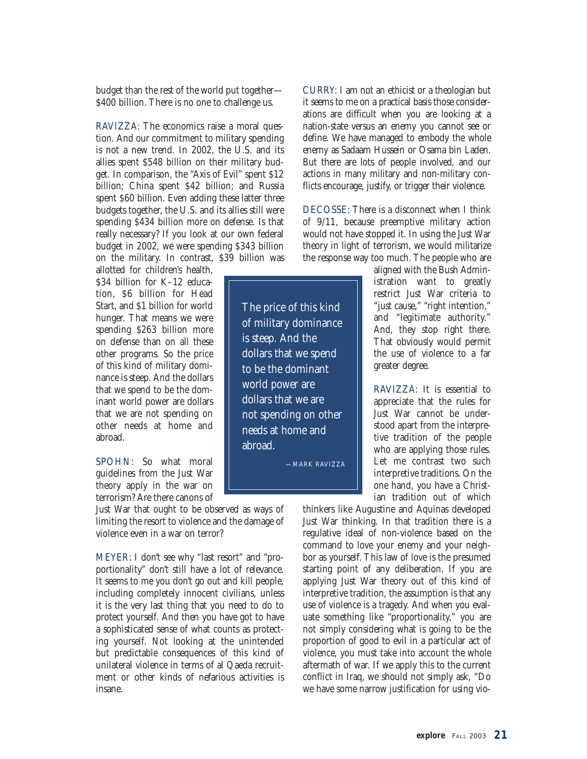budget than the rest of the world put together—$400 billion. There is no one to challenge us.

RAVIZZA: The economics raise a moral question. And our commitment to military spending is not a new trend. In 2002, the U.S. and its allies spent $548 billion on their military budget. In comparison, the "Axis of Evil" spent $12 billion; China spent $42 billion; and Russia spent $60 billion. Even adding these latter three budgets together, the U.S. and its allies still were spending $434 billion more on defense. Is that really necessary? If you look at our own federal budget in 2002, we were spending $343 billion on the military. In contrast, $39 billion was allotted for children's health, $34 billion for K–12 education, $6 billion for Head Start, and $1 billion for world hunger. That means we were spending $263 billion more on defense than on all these other programs. So the price of this kind of military dominance is steep. And the dollars that we spend to be the dominant world power are dollars that we are not spending on other needs at home and abroad.

> The price of this kind of military dominance is steep. And the dollars that we spend to be the dominant world power are dollars that we are not spending on other needs at home and abroad.
>
> —MARK RAVIZZA

SPOHN: So what moral guidelines from the Just War theory apply in the war on terrorism? Are there canons of Just War that ought to be observed as ways of limiting the resort to violence and the damage of violence even in a war on terror?

MEYER: I don't see why "last resort" and "proportionality" don't still have a lot of relevance. It seems to me you don't go out and kill people, including completely innocent civilians, unless it is the very last thing that you need to do to protect yourself. And then you have got to have a sophisticated sense of what counts as protecting yourself. Not looking at the unintended but predictable consequences of this kind of unilateral violence in terms of al Qaeda recruitment or other kinds of nefarious activities is insane.

CURRY: I am not an ethicist or a theologian but it seems to me on a practical basis those considerations are difficult when you are looking at a nation-state versus an enemy you cannot see or define. We have managed to embody the whole enemy as Sadaam Hussein or Osama bin Laden. But there are lots of people involved, and our actions in many military and non-military conflicts encourage, justify, or trigger their violence.

DECOSSE: There is a disconnect when I think of 9/11, because preemptive military action would not have stopped it. In using the Just War theory in light of terrorism, we would militarize the response way too much. The people who are aligned with the Bush Administration want to greatly restrict Just War criteria to "just cause," "right intention," and "legitimate authority." And, they stop right there. That obviously would permit the use of violence to a far greater degree.

RAVIZZA: It is essential to appreciate that the rules for Just War cannot be understood apart from the interpretive tradition of the people who are applying those rules. Let me contrast two such interpretive traditions. On the one hand, you have a Christian tradition out of which thinkers like Augustine and Aquinas developed Just War thinking. In that tradition there is a regulative ideal of non-violence based on the command to love your enemy and your neighbor as yourself. This law of love is the presumed starting point of any deliberation. If you are applying Just War theory out of this kind of interpretive tradition, the assumption is that any use of violence is a tragedy. And when you evaluate something like "proportionality," you are not simply considering what is going to be the proportion of good to evil in a particular act of violence, you must take into account the whole aftermath of war. If we apply this to the current conflict in Iraq, we should not simply ask, "Do we have some narrow justification for using vio-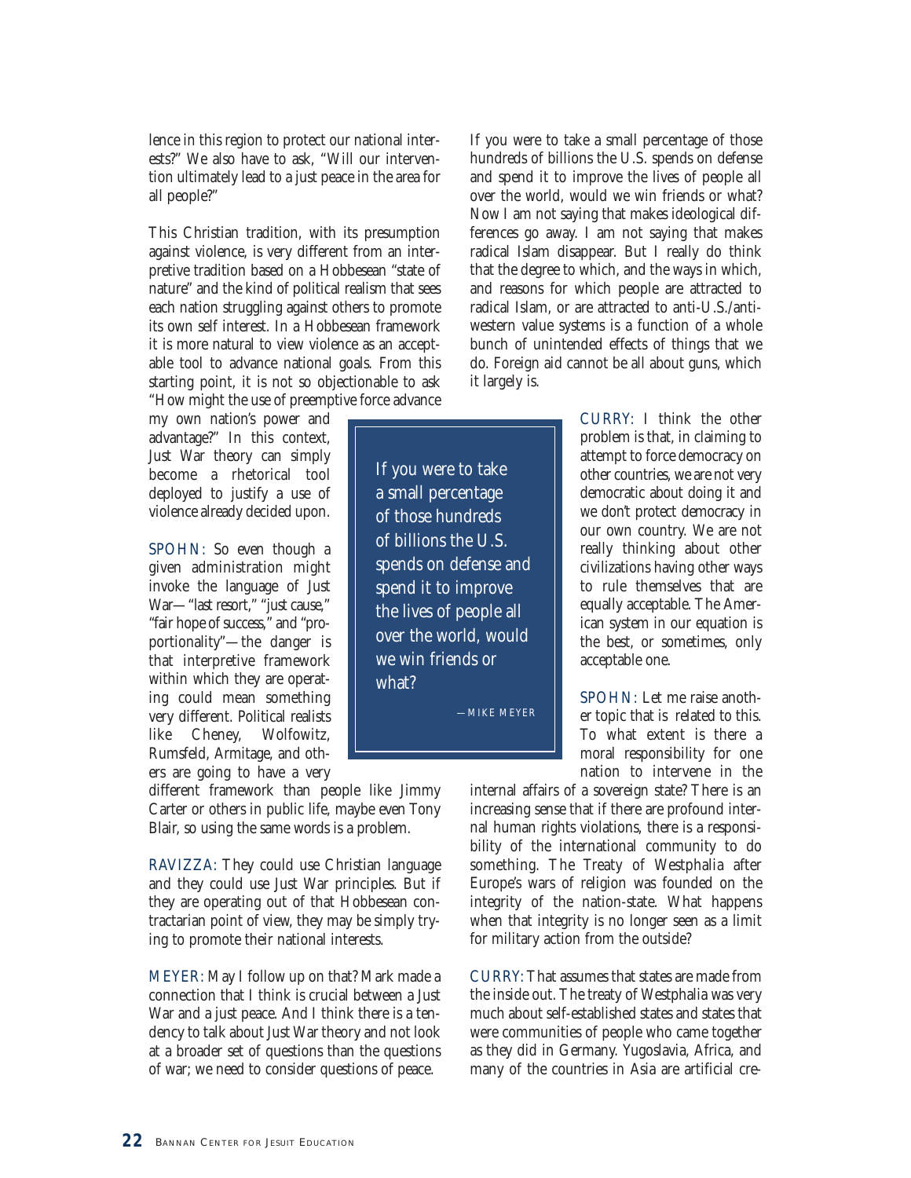lence in this region to protect our national interests?" We also have to ask, "Will our intervention ultimately lead to a just peace in the area for all people?"

This Christian tradition, with its presumption against violence, is very different from an interpretive tradition based on a Hobbesean "state of nature" and the kind of political realism that sees each nation struggling against others to promote its own self interest. In a Hobbesean framework it is more natural to view violence as an acceptable tool to advance national goals. From this starting point, it is not so objectionable to ask "How might the use of preemptive force advance my own nation's power and advantage?" In this context, Just War theory can simply become a rhetorical tool deployed to justify a use of violence already decided upon.

SPOHN: So even though a given administration might invoke the language of Just War—"last resort," "just cause," "fair hope of success," and "proportionality"—the danger is that interpretive framework within which they are operating could mean something very different. Political realists like Cheney, Wolfowitz, Rumsfeld, Armitage, and others are going to have a very different framework than people like Jimmy Carter or others in public life, maybe even Tony Blair, so using the same words is a problem.

RAVIZZA: They could use Christian language and they could use Just War principles. But if they are operating out of that Hobbesean contractarian point of view, they may be simply trying to promote their national interests.

MEYER: May I follow up on that? Mark made a connection that I think is crucial between a Just War and a just peace. And I think there is a tendency to talk about Just War theory and not look at a broader set of questions than the questions of war; we need to consider questions of peace.

If you were to take a small percentage of those hundreds of billions the U.S. spends on defense and spend it to improve the lives of people all over the world, would we win friends or what? Now I am not saying that makes ideological differences go away. I am not saying that makes radical Islam disappear. But I really do think that the degree to which, and the ways in which, and reasons for which people are attracted to radical Islam, or are attracted to anti-U.S./anti-western value systems is a function of a whole bunch of unintended effects of things that we do. Foreign aid cannot be all about guns, which it largely is.

> If you were to take a small percentage of those hundreds of billions the U.S. spends on defense and spend it to improve the lives of people all over the world, would we win friends or what?
>
> —MIKE MEYER

CURRY: I think the other problem is that, in claiming to attempt to force democracy on other countries, we are not very democratic about doing it and we don't protect democracy in our own country. We are not really thinking about other civilizations having other ways to rule themselves that are equally acceptable. The American system in our equation is the best, or sometimes, only acceptable one.

SPOHN: Let me raise another topic that is related to this. To what extent is there a moral responsibility for one nation to intervene in the internal affairs of a sovereign state? There is an increasing sense that if there are profound internal human rights violations, there is a responsibility of the international community to do something. The Treaty of Westphalia after Europe's wars of religion was founded on the integrity of the nation-state. What happens when that integrity is no longer seen as a limit for military action from the outside?

CURRY: That assumes that states are made from the inside out. The treaty of Westphalia was very much about self-established states and states that were communities of people who came together as they did in Germany. Yugoslavia, Africa, and many of the countries in Asia are artificial cre-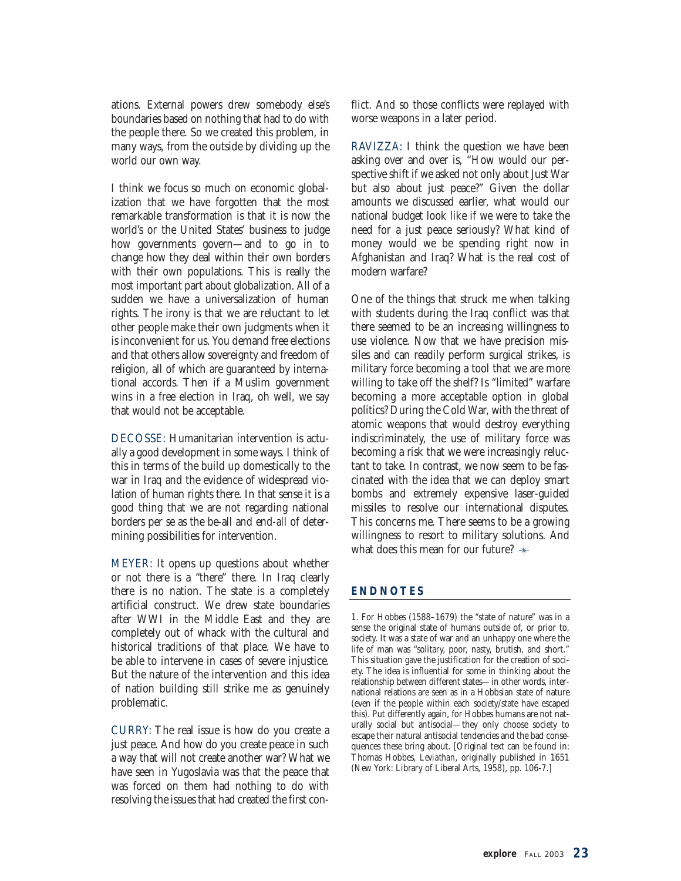ations. External powers drew somebody else's boundaries based on nothing that had to do with the people there. So we created this problem, in many ways, from the outside by dividing up the world our own way.

I think we focus so much on economic globalization that we have forgotten that the most remarkable transformation is that it is now the world's or the United States' business to judge how governments govern—and to go in to change how they deal within their own borders with their own populations. This is really the most important part about globalization. All of a sudden we have a universalization of human rights. The irony is that we are reluctant to let other people make their own judgments when it is inconvenient for us. You demand free elections and that others allow sovereignty and freedom of religion, all of which are guaranteed by international accords. Then if a Muslim government wins in a free election in Iraq, oh well, we say that would not be acceptable.

DECOSSE: Humanitarian intervention is actually a good development in some ways. I think of this in terms of the build up domestically to the war in Iraq and the evidence of widespread violation of human rights there. In that sense it is a good thing that we are not regarding national borders per se as the be-all and end-all of determining possibilities for intervention.

MEYER: It opens up questions about whether or not there is a "there" there. In Iraq clearly there is no nation. The state is a completely artificial construct. We drew state boundaries after WWI in the Middle East and they are completely out of whack with the cultural and historical traditions of that place. We have to be able to intervene in cases of severe injustice. But the nature of the intervention and this idea of nation building still strike me as genuinely problematic.

CURRY: The real issue is how do you create a just peace. And how do you create peace in such a way that will not create another war? What we have seen in Yugoslavia was that the peace that was forced on them had nothing to do with resolving the issues that had created the first conflict. And so those conflicts were replayed with worse weapons in a later period.

RAVIZZA: I think the question we have been asking over and over is, "How would our perspective shift if we asked not only about Just War but also about just peace?" Given the dollar amounts we discussed earlier, what would our national budget look like if we were to take the need for a just peace seriously? What kind of money would we be spending right now in Afghanistan and Iraq? What is the real cost of modern warfare?

One of the things that struck me when talking with students during the Iraq conflict was that there seemed to be an increasing willingness to use violence. Now that we have precision missiles and can readily perform surgical strikes, is military force becoming a tool that we are more willing to take off the shelf? Is "limited" warfare becoming a more acceptable option in global politics? During the Cold War, with the threat of atomic weapons that would destroy everything indiscriminately, the use of military force was becoming a risk that we were increasingly reluctant to take. In contrast, we now seem to be fascinated with the idea that we can deploy smart bombs and extremely expensive laser-guided missiles to resolve our international disputes. This concerns me. There seems to be a growing willingness to resort to military solutions. And what does this mean for our future?

## ENDNOTES

1. For Hobbes (1588–1679) the "state of nature" was in a sense the original state of humans outside of, or prior to, society. It was a state of war and an unhappy one where the life of man was "solitary, poor, nasty, brutish, and short." This situation gave the justification for the creation of society. The idea is influential for some in thinking about the relationship between different states—in other words, international relations are seen as in a Hobbsian state of nature (even if the people within each society/state have escaped this). Put differently again, for Hobbes humans are not naturally social but antisocial—they only choose society to escape their natural antisocial tendencies and the bad consequences these bring about. [Original text can be found in: Thomas Hobbes, *Leviathan*, originally published in 1651 (New York: Library of Liberal Arts, 1958), pp. 106-7.]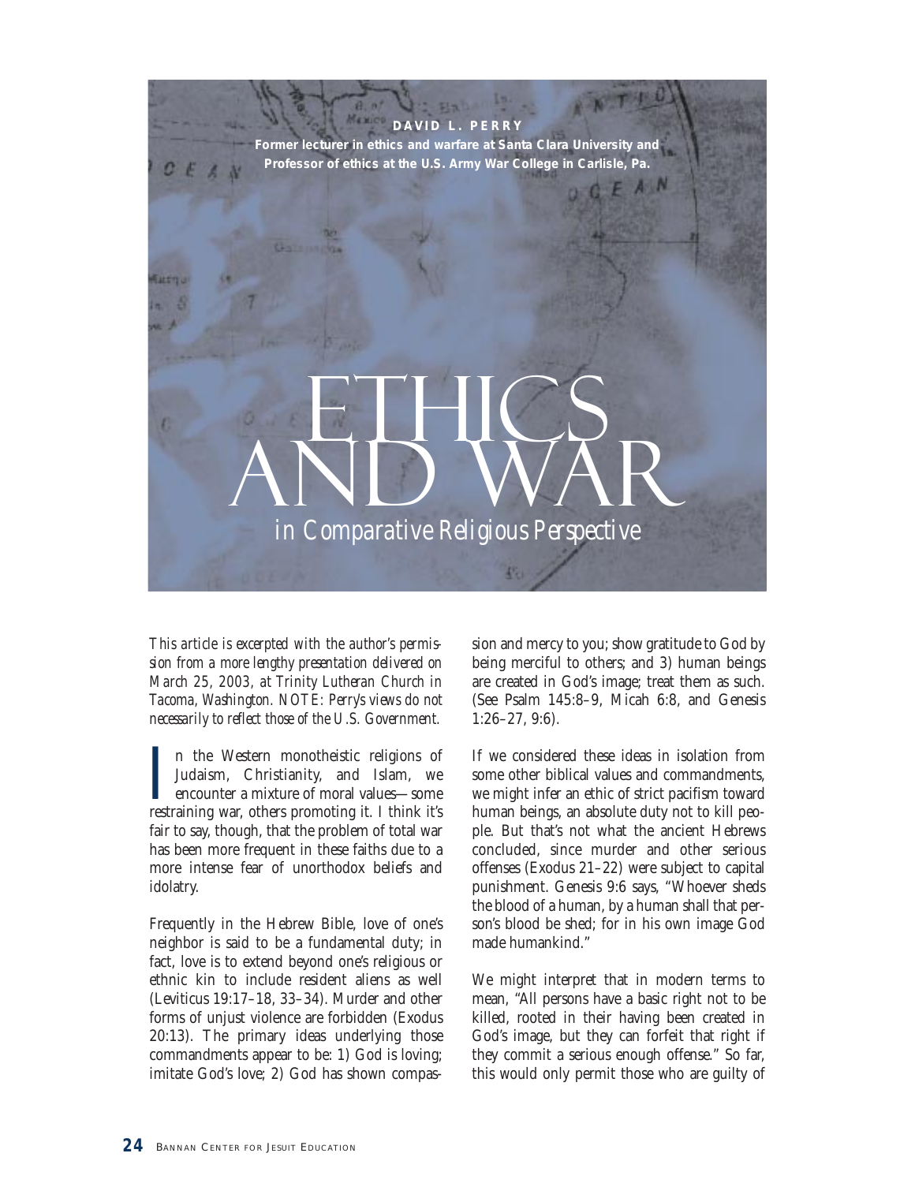**DAVID L. PERRY**

**Former lecturer in ethics and warfare at Santa Clara University and Professor of ethics at the U.S. Army War College in Carlisle, Pa.**

# ETHICS AND WAR

## *in Comparative Religious Perspective*

*This article is excerpted with the author's permission from a more lengthy presentation delivered on March 25, 2003, at Trinity Lutheran Church in Tacoma, Washington. NOTE: Perry's views do not necessarily to reflect those of the U.S. Government.*

In the Western monotheistic religions of Judaism, Christianity, and Islam, we encounter a mixture of moral values—some restraining war, others promoting it. I think it's fair to say, though, that the problem of total war has been more frequent in these faiths due to a more intense fear of unorthodox beliefs and idolatry.

Frequently in the Hebrew Bible, love of one's neighbor is said to be a fundamental duty; in fact, love is to extend beyond one's religious or ethnic kin to include resident aliens as well (Leviticus 19:17–18, 33–34). Murder and other forms of unjust violence are forbidden (Exodus 20:13). The primary ideas underlying those commandments appear to be: 1) God is loving; imitate God's love; 2) God has shown compassion and mercy to you; show gratitude to God by being merciful to others; and 3) human beings are created in God's image; treat them as such. (See Psalm 145:8–9, Micah 6:8, and Genesis 1:26–27, 9:6).

If we considered these ideas in isolation from some other biblical values and commandments, we might infer an ethic of strict pacifism toward human beings, an absolute duty not to kill people. But that's not what the ancient Hebrews concluded, since murder and other serious offenses (Exodus 21–22) were subject to capital punishment. Genesis 9:6 says, "Whoever sheds the blood of a human, by a human shall that person's blood be shed; for in his own image God made humankind."

We might interpret that in modern terms to mean, "All persons have a basic right not to be killed, rooted in their having been created in God's image, but they can forfeit that right if they commit a serious enough offense." So far, this would only permit those who are guilty of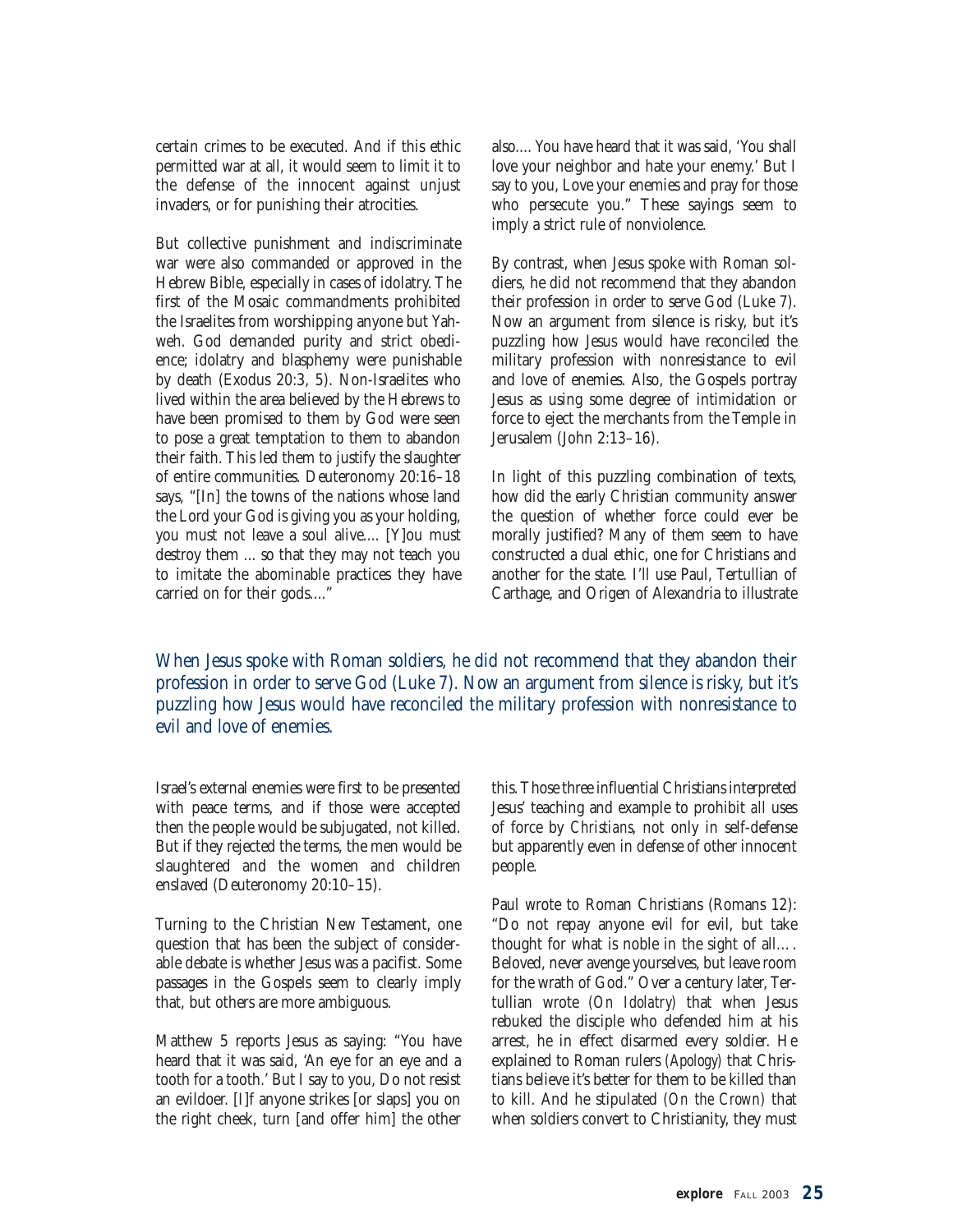certain crimes to be executed. And if this ethic permitted war at all, it would seem to limit it to the defense of the innocent against unjust invaders, or for punishing their atrocities.

But collective punishment and indiscriminate war were also commanded or approved in the Hebrew Bible, especially in cases of idolatry. The first of the Mosaic commandments prohibited the Israelites from worshipping anyone but Yahweh. God demanded purity and strict obedience; idolatry and blasphemy were punishable by death (Exodus 20:3, 5). Non-Israelites who lived within the area believed by the Hebrews to have been promised to them by God were seen to pose a great temptation to them to abandon their faith. This led them to justify the slaughter of entire communities. Deuteronomy 20:16–18 says, "[In] the towns of the nations whose land the Lord your God is giving you as your holding, you must not leave a soul alive.... [Y]ou must destroy them ... so that they may not teach you to imitate the abominable practices they have carried on for their gods...."

Israel's external enemies were first to be presented with peace terms, and if those were accepted then the people would be subjugated, not killed. But if they rejected the terms, the men would be slaughtered and the women and children enslaved (Deuteronomy 20:10–15).

Turning to the Christian New Testament, one question that has been the subject of considerable debate is whether Jesus was a pacifist. Some passages in the Gospels seem to clearly imply that, but others are more ambiguous.

Matthew 5 reports Jesus as saying: "You have heard that it was said, 'An eye for an eye and a tooth for a tooth.' But I say to you, Do not resist an evildoer. [I]f anyone strikes [or slaps] you on the right cheek, turn [and offer him] the other also.... You have heard that it was said, 'You shall love your neighbor and hate your enemy.' But I say to you, Love your enemies and pray for those who persecute you." These sayings seem to imply a strict rule of nonviolence.

By contrast, when Jesus spoke with Roman soldiers, he did not recommend that they abandon their profession in order to serve God (Luke 7). Now an argument from silence is risky, but it's puzzling how Jesus would have reconciled the military profession with nonresistance to evil and love of enemies. Also, the Gospels portray Jesus as using some degree of intimidation or force to eject the merchants from the Temple in Jerusalem (John 2:13–16).

In light of this puzzling combination of texts, how did the early Christian community answer the question of whether force could ever be morally justified? Many of them seem to have constructed a dual ethic, one for Christians and another for the state. I'll use Paul, Tertullian of Carthage, and Origen of Alexandria to illustrate this. Those three influential Christians interpreted Jesus' teaching and example to prohibit *all* uses of force by *Christians*, not only in self-defense but apparently even in defense of other innocent people.

Paul wrote to Roman Christians (Romans 12): "Do not repay anyone evil for evil, but take thought for what is noble in the sight of all…. Beloved, never avenge yourselves, but leave room for the wrath of God." Over a century later, Tertullian wrote (*On Idolatry*) that when Jesus rebuked the disciple who defended him at his arrest, he in effect disarmed every soldier. He explained to Roman rulers (*Apology*) that Christians believe it's better for them to be killed than to kill. And he stipulated (*On the Crown*) that when soldiers convert to Christianity, they must

> When Jesus spoke with Roman soldiers, he did not recommend that they abandon their profession in order to serve God (Luke 7). Now an argument from silence is risky, but it's puzzling how Jesus would have reconciled the military profession with nonresistance to evil and love of enemies.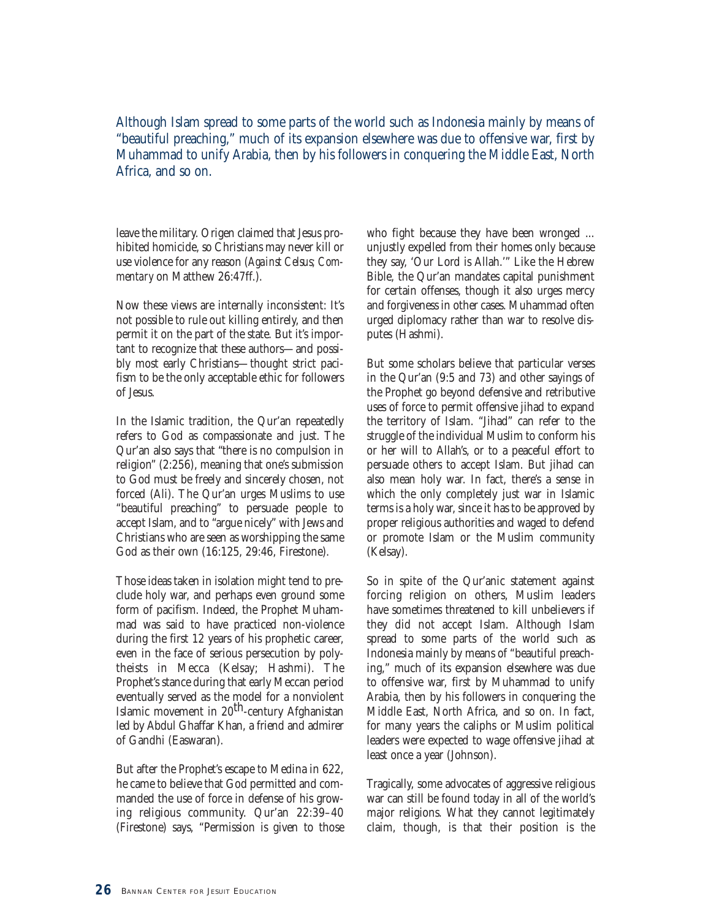> Although Islam spread to some parts of the world such as Indonesia mainly by means of "beautiful preaching," much of its expansion elsewhere was due to offensive war, first by Muhammad to unify Arabia, then by his followers in conquering the Middle East, North Africa, and so on.

leave the military. Origen claimed that Jesus prohibited homicide, so Christians may never kill or use violence for any reason (*Against Celsus*; *Commentary* on Matthew 26:47ff.).

Now these views are internally inconsistent: It's not possible to rule out killing entirely, and then permit it on the part of the state. But it's important to recognize that these authors—and possibly most early Christians—thought strict pacifism to be the only acceptable ethic for followers of Jesus.

In the Islamic tradition, the Qur'an repeatedly refers to God as compassionate and just. The Qur'an also says that "there is no compulsion in religion" (2:256), meaning that one's submission to God must be freely and sincerely chosen, not forced (Ali). The Qur'an urges Muslims to use "beautiful preaching" to persuade people to accept Islam, and to "argue nicely" with Jews and Christians who are seen as worshipping the same God as their own (16:125, 29:46, Firestone).

Those ideas taken in isolation might tend to preclude holy war, and perhaps even ground some form of pacifism. Indeed, the Prophet Muhammad was said to have practiced non-violence during the first 12 years of his prophetic career, even in the face of serious persecution by polytheists in Mecca (Kelsay; Hashmi). The Prophet's stance during that early Meccan period eventually served as the model for a nonviolent Islamic movement in 20th-century Afghanistan led by Abdul Ghaffar Khan, a friend and admirer of Gandhi (Easwaran).

But after the Prophet's escape to Medina in 622, he came to believe that God permitted and commanded the use of force in defense of his growing religious community. Qur'an 22:39–40 (Firestone) says, "Permission is given to those who fight because they have been wronged ... unjustly expelled from their homes only because they say, 'Our Lord is Allah.'" Like the Hebrew Bible, the Qur'an mandates capital punishment for certain offenses, though it also urges mercy and forgiveness in other cases. Muhammad often urged diplomacy rather than war to resolve disputes (Hashmi).

But some scholars believe that particular verses in the Qur'an (9:5 and 73) and other sayings of the Prophet go beyond defensive and retributive uses of force to permit offensive jihad to expand the territory of Islam. "Jihad" can refer to the struggle of the individual Muslim to conform his or her will to Allah's, or to a peaceful effort to persuade others to accept Islam. But jihad can also mean holy war. In fact, there's a sense in which the only completely just war in Islamic terms is a holy war, since it has to be approved by proper religious authorities and waged to defend or promote Islam or the Muslim community (Kelsay).

So in spite of the Qur'anic statement against forcing religion on others, Muslim leaders have sometimes threatened to kill unbelievers if they did not accept Islam. Although Islam spread to some parts of the world such as Indonesia mainly by means of "beautiful preaching," much of its expansion elsewhere was due to offensive war, first by Muhammad to unify Arabia, then by his followers in conquering the Middle East, North Africa, and so on. In fact, for many years the caliphs or Muslim political leaders were expected to wage offensive jihad at least once a year (Johnson).

Tragically, some advocates of aggressive religious war can still be found today in all of the world's major religions. What they cannot legitimately claim, though, is that their position is the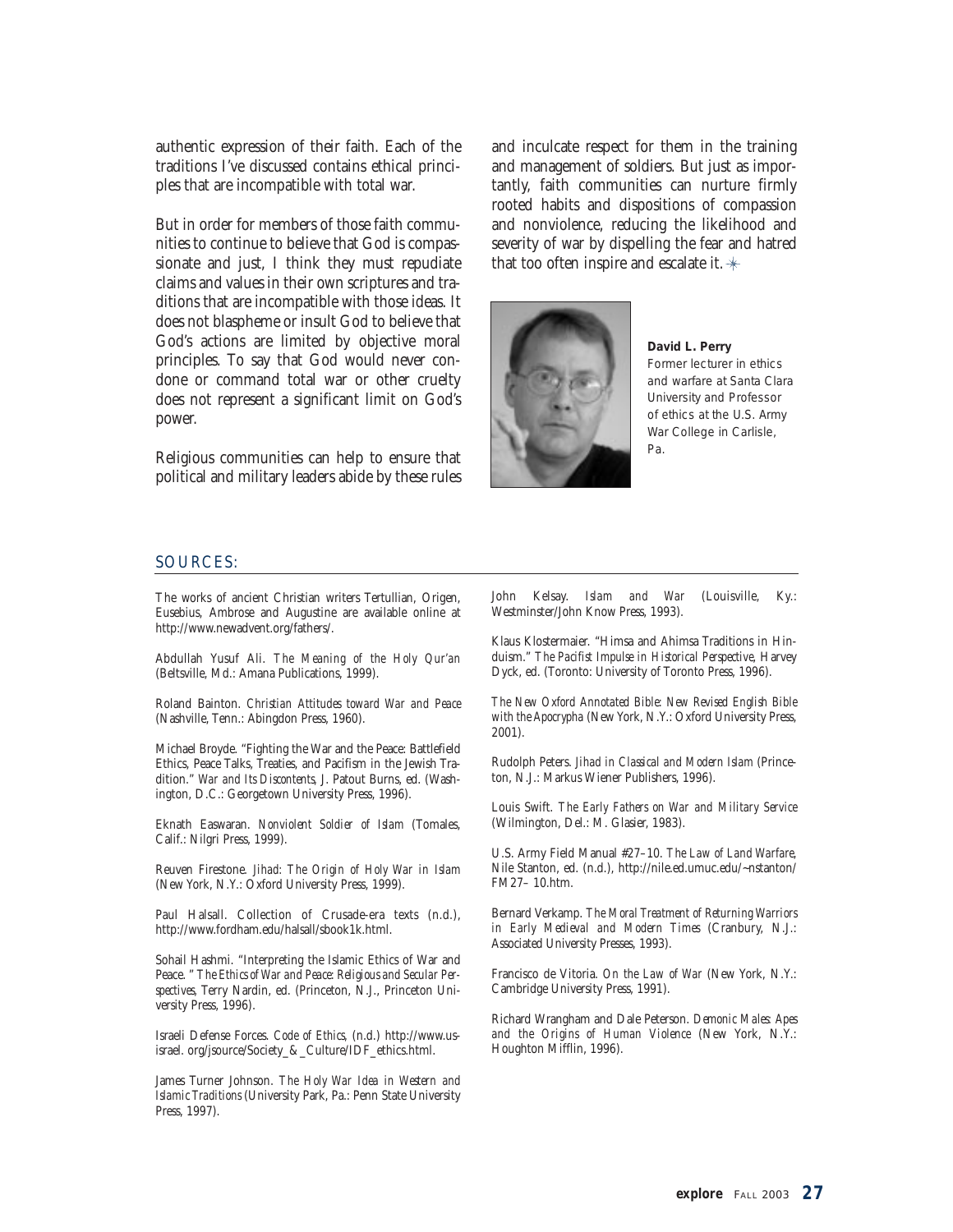authentic expression of their faith. Each of the traditions I've discussed contains ethical principles that are incompatible with total war.

But in order for members of those faith communities to continue to believe that God is compassionate and just, I think they must repudiate claims and values in their own scriptures and traditions that are incompatible with those ideas. It does not blaspheme or insult God to believe that God's actions are limited by objective moral principles. To say that God would never condone or command total war or other cruelty does not represent a significant limit on God's power.

Religious communities can help to ensure that political and military leaders abide by these rules and inculcate respect for them in the training and management of soldiers. But just as importantly, faith communities can nurture firmly rooted habits and dispositions of compassion and nonviolence, reducing the likelihood and severity of war by dispelling the fear and hatred that too often inspire and escalate it.

**David L. Perry**
Former lecturer in ethics and warfare at Santa Clara University and Professor of ethics at the U.S. Army War College in Carlisle, Pa.

## SOURCES:

The works of ancient Christian writers Tertullian, Origen, Eusebius, Ambrose and Augustine are available online at http://www.newadvent.org/fathers/.

Abdullah Yusuf Ali. *The Meaning of the Holy Qur'an* (Beltsville, Md.: Amana Publications, 1999).

Roland Bainton. *Christian Attitudes toward War and Peace* (Nashville, Tenn.: Abingdon Press, 1960).

Michael Broyde. "Fighting the War and the Peace: Battlefield Ethics, Peace Talks, Treaties, and Pacifism in the Jewish Tradition." *War and Its Discontents*, J. Patout Burns, ed. (Washington, D.C.: Georgetown University Press, 1996).

Eknath Easwaran. *Nonviolent Soldier of Islam* (Tomales, Calif.: Nilgri Press, 1999).

Reuven Firestone. *Jihad: The Origin of Holy War in Islam* (New York, N.Y.: Oxford University Press, 1999).

Paul Halsall. Collection of Crusade-era texts (n.d.), http://www.fordham.edu/halsall/sbook1k.html.

Sohail Hashmi. "Interpreting the Islamic Ethics of War and Peace. " *The Ethics of War and Peace: Religious and Secular Perspectives*, Terry Nardin, ed. (Princeton, N.J., Princeton University Press, 1996).

Israeli Defense Forces. *Code of Ethics*, (n.d.) http://www.us-israel. org/jsource/Society_&_Culture/IDF_ethics.html.

James Turner Johnson. *The Holy War Idea in Western and Islamic Traditions* (University Park, Pa.: Penn State University Press, 1997).

John Kelsay. *Islam and War* (Louisville, Ky.: Westminster/John Know Press, 1993).

Klaus Klostermaier. "Himsa and Ahimsa Traditions in Hinduism." *The Pacifist Impulse in Historical Perspective*, Harvey Dyck, ed. (Toronto: University of Toronto Press, 1996).

*The New Oxford Annotated Bible: New Revised English Bible with the Apocrypha* (New York, N.Y.: Oxford University Press, 2001).

Rudolph Peters. *Jihad in Classical and Modern Islam* (Princeton, N.J.: Markus Wiener Publishers, 1996).

Louis Swift. *The Early Fathers on War and Military Service* (Wilmington, Del.: M. Glasier, 1983).

U.S. Army Field Manual #27–10. *The Law of Land Warfare*, Nile Stanton, ed. (n.d.), http://nile.ed.umuc.edu/~nstanton/FM27– 10.htm.

Bernard Verkamp. *The Moral Treatment of Returning Warriors in Early Medieval and Modern Times* (Cranbury, N.J.: Associated University Presses, 1993).

Francisco de Vitoria. *On the Law of War* (New York, N.Y.: Cambridge University Press, 1991).

Richard Wrangham and Dale Peterson. *Demonic Males: Apes and the Origins of Human Violence* (New York, N.Y.: Houghton Mifflin, 1996).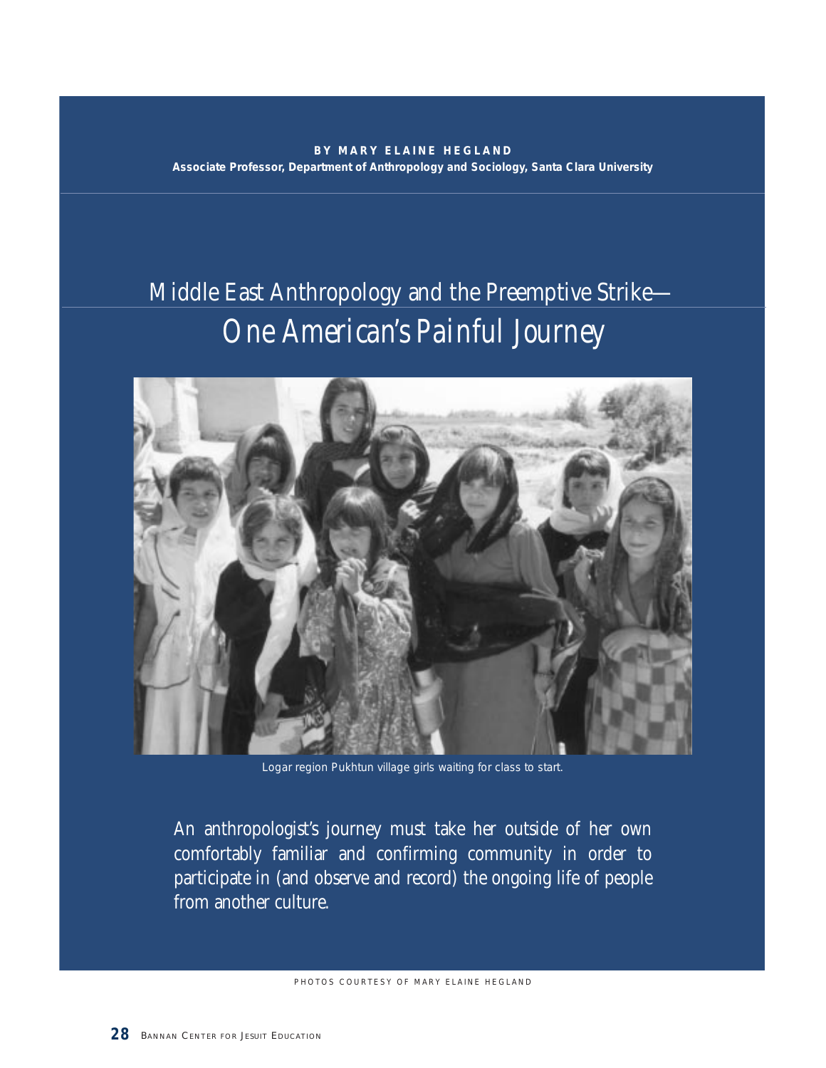**BY MARY ELAINE HEGLAND**
**Associate Professor, Department of Anthropology and Sociology, Santa Clara University**

# Middle East Anthropology and the Preemptive Strike—One American's Painful Journey

Logar region Pukhtun village girls waiting for class to start.

An anthropologist's journey must take her outside of her own comfortably familiar and confirming community in order to participate in (and observe and record) the ongoing life of people from another culture.

PHOTOS COURTESY OF MARY ELAINE HEGLAND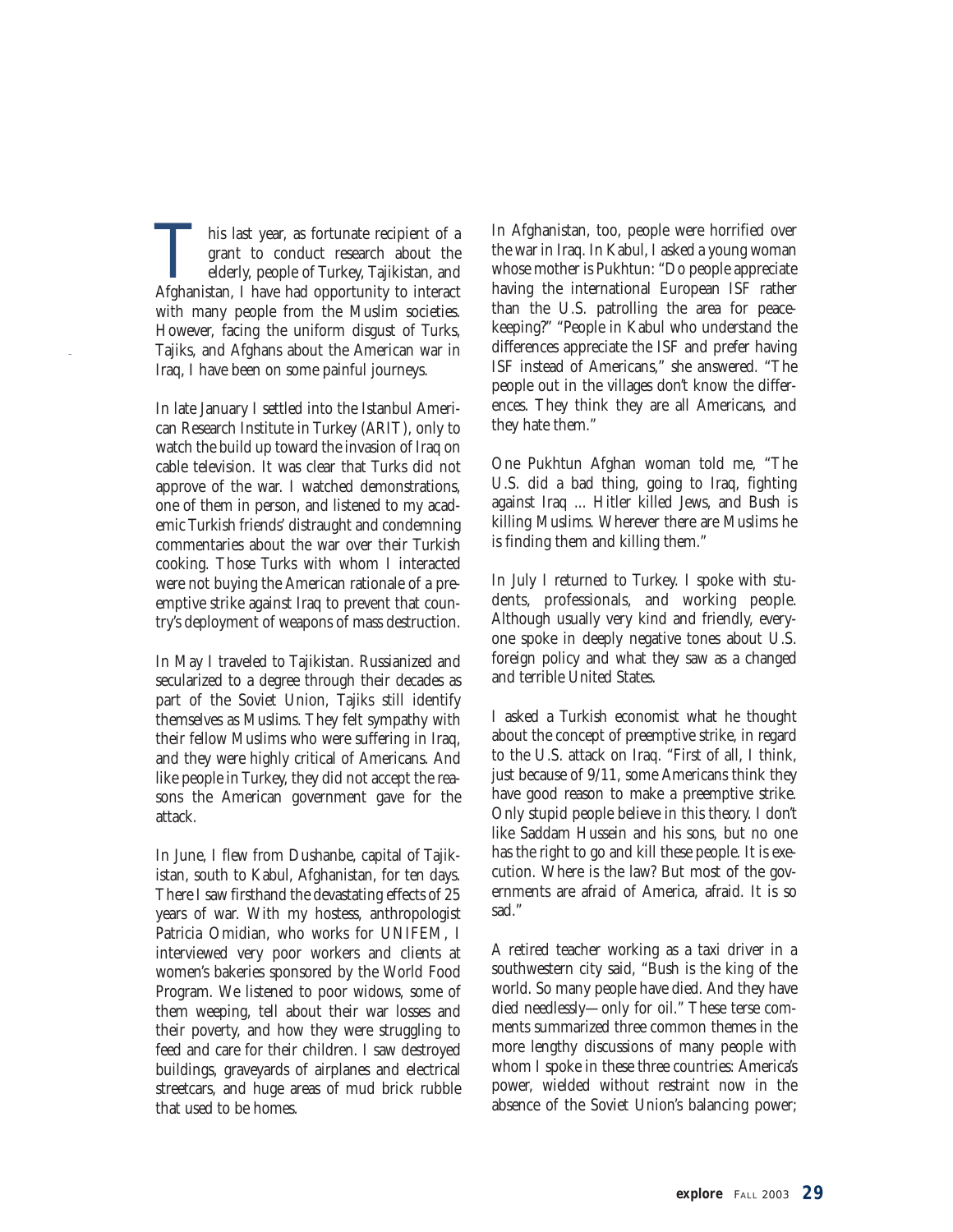This last year, as fortunate recipient of a grant to conduct research about the elderly, people of Turkey, Tajikistan, and Afghanistan, I have had opportunity to interact with many people from the Muslim societies. However, facing the uniform disgust of Turks, Tajiks, and Afghans about the American war in Iraq, I have been on some painful journeys.

In late January I settled into the Istanbul American Research Institute in Turkey (ARIT), only to watch the build up toward the invasion of Iraq on cable television. It was clear that Turks did not approve of the war. I watched demonstrations, one of them in person, and listened to my academic Turkish friends' distraught and condemning commentaries about the war over their Turkish cooking. Those Turks with whom I interacted were not buying the American rationale of a preemptive strike against Iraq to prevent that country's deployment of weapons of mass destruction.

In May I traveled to Tajikistan. Russianized and secularized to a degree through their decades as part of the Soviet Union, Tajiks still identify themselves as Muslims. They felt sympathy with their fellow Muslims who were suffering in Iraq, and they were highly critical of Americans. And like people in Turkey, they did not accept the reasons the American government gave for the attack.

In June, I flew from Dushanbe, capital of Tajikistan, south to Kabul, Afghanistan, for ten days. There I saw firsthand the devastating effects of 25 years of war. With my hostess, anthropologist Patricia Omidian, who works for UNIFEM, I interviewed very poor workers and clients at women's bakeries sponsored by the World Food Program. We listened to poor widows, some of them weeping, tell about their war losses and their poverty, and how they were struggling to feed and care for their children. I saw destroyed buildings, graveyards of airplanes and electrical streetcars, and huge areas of mud brick rubble that used to be homes.

In Afghanistan, too, people were horrified over the war in Iraq. In Kabul, I asked a young woman whose mother is Pukhtun: "Do people appreciate having the international European ISF rather than the U.S. patrolling the area for peacekeeping?" "People in Kabul who understand the differences appreciate the ISF and prefer having ISF instead of Americans," she answered. "The people out in the villages don't know the differences. They think they are all Americans, and they hate them."

One Pukhtun Afghan woman told me, "The U.S. did a bad thing, going to Iraq, fighting against Iraq ... Hitler killed Jews, and Bush is killing Muslims. Wherever there are Muslims he is finding them and killing them."

In July I returned to Turkey. I spoke with students, professionals, and working people. Although usually very kind and friendly, everyone spoke in deeply negative tones about U.S. foreign policy and what they saw as a changed and terrible United States.

I asked a Turkish economist what he thought about the concept of preemptive strike, in regard to the U.S. attack on Iraq. "First of all, I think, just because of 9/11, some Americans think they have good reason to make a preemptive strike. Only stupid people believe in this theory. I don't like Saddam Hussein and his sons, but no one has the right to go and kill these people. It is execution. Where is the law? But most of the governments are afraid of America, afraid. It is so sad."

A retired teacher working as a taxi driver in a southwestern city said, "Bush is the king of the world. So many people have died. And they have died needlessly—only for oil." These terse comments summarized three common themes in the more lengthy discussions of many people with whom I spoke in these three countries: America's power, wielded without restraint now in the absence of the Soviet Union's balancing power;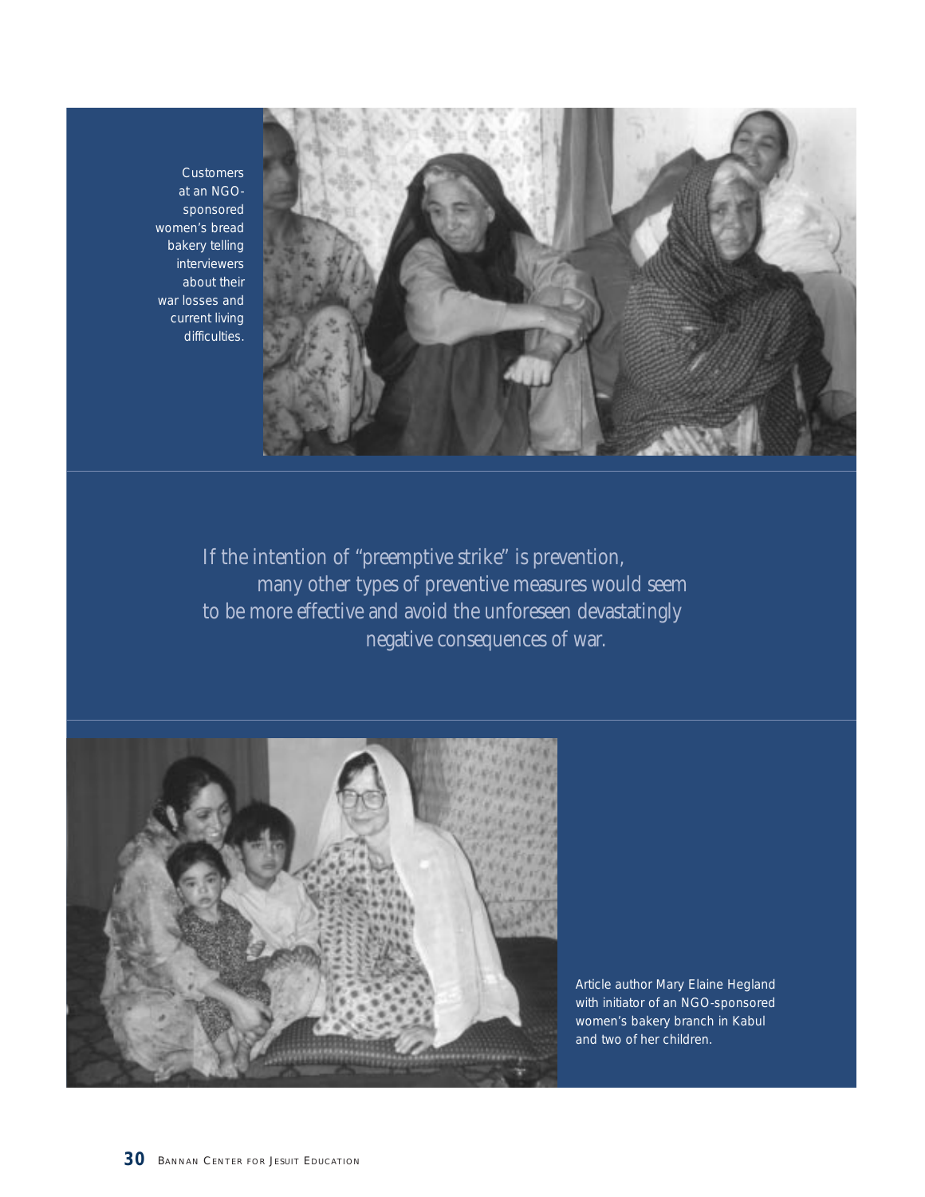Customers at an NGO-sponsored women's bread bakery telling interviewers about their war losses and current living difficulties.

*If the intention of "preemptive strike" is prevention, many other types of preventive measures would seem to be more effective and avoid the unforeseen devastatingly negative consequences of war.*

Article author Mary Elaine Hegland with initiator of an NGO-sponsored women's bakery branch in Kabul and two of her children.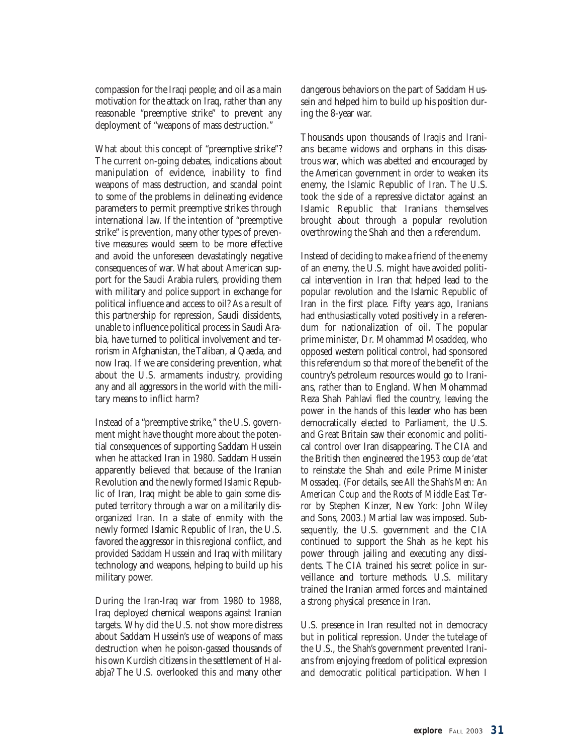compassion for the Iraqi people; and oil as a main motivation for the attack on Iraq, rather than any reasonable "preemptive strike" to prevent any deployment of "weapons of mass destruction."

What about this concept of "preemptive strike"? The current on-going debates, indications about manipulation of evidence, inability to find weapons of mass destruction, and scandal point to some of the problems in delineating evidence parameters to permit preemptive strikes through international law. If the intention of "preemptive strike" is prevention, many other types of preventive measures would seem to be more effective and avoid the unforeseen devastatingly negative consequences of war. What about American support for the Saudi Arabia rulers, providing them with military and police support in exchange for political influence and access to oil? As a result of this partnership for repression, Saudi dissidents, unable to influence political process in Saudi Arabia, have turned to political involvement and terrorism in Afghanistan, the Taliban, al Qaeda, and now Iraq. If we are considering prevention, what about the U.S. armaments industry, providing any and all aggressors in the world with the military means to inflict harm?

Instead of a "preemptive strike," the U.S. government might have thought more about the potential consequences of supporting Saddam Hussein when he attacked Iran in 1980. Saddam Hussein apparently believed that because of the Iranian Revolution and the newly formed Islamic Republic of Iran, Iraq might be able to gain some disputed territory through a war on a militarily disorganized Iran. In a state of enmity with the newly formed Islamic Republic of Iran, the U.S. favored the aggressor in this regional conflict, and provided Saddam Hussein and Iraq with military technology and weapons, helping to build up his military power.

During the Iran-Iraq war from 1980 to 1988, Iraq deployed chemical weapons against Iranian targets. Why did the U.S. not show more distress about Saddam Hussein's use of weapons of mass destruction when he poison-gassed thousands of his own Kurdish citizens in the settlement of Halabja? The U.S. overlooked this and many other dangerous behaviors on the part of Saddam Hussein and helped him to build up his position during the 8-year war.

Thousands upon thousands of Iraqis and Iranians became widows and orphans in this disastrous war, which was abetted and encouraged by the American government in order to weaken its enemy, the Islamic Republic of Iran. The U.S. took the side of a repressive dictator against an Islamic Republic that Iranians themselves brought about through a popular revolution overthrowing the Shah and then a referendum.

Instead of deciding to make a friend of the enemy of an enemy, the U.S. might have avoided political intervention in Iran that helped lead to the popular revolution and the Islamic Republic of Iran in the first place. Fifty years ago, Iranians had enthusiastically voted positively in a referendum for nationalization of oil. The popular prime minister, Dr. Mohammad Mosaddeq, who opposed western political control, had sponsored this referendum so that more of the benefit of the country's petroleum resources would go to Iranians, rather than to England. When Mohammad Reza Shah Pahlavi fled the country, leaving the power in the hands of this leader who has been democratically elected to Parliament, the U.S. and Great Britain saw their economic and political control over Iran disappearing. The CIA and the British then engineered the 1953 *coup de 'etat* to reinstate the Shah and exile Prime Minister Mossadeq. (For details, see *All the Shah's Men: An American Coup and the Roots of Middle East Terror* by Stephen Kinzer, New York: John Wiley and Sons, 2003.) Martial law was imposed. Subsequently, the U.S. government and the CIA continued to support the Shah as he kept his power through jailing and executing any dissidents. The CIA trained his secret police in surveillance and torture methods. U.S. military trained the Iranian armed forces and maintained a strong physical presence in Iran.

U.S. presence in Iran resulted not in democracy but in political repression. Under the tutelage of the U.S., the Shah's government prevented Iranians from enjoying freedom of political expression and democratic political participation. When I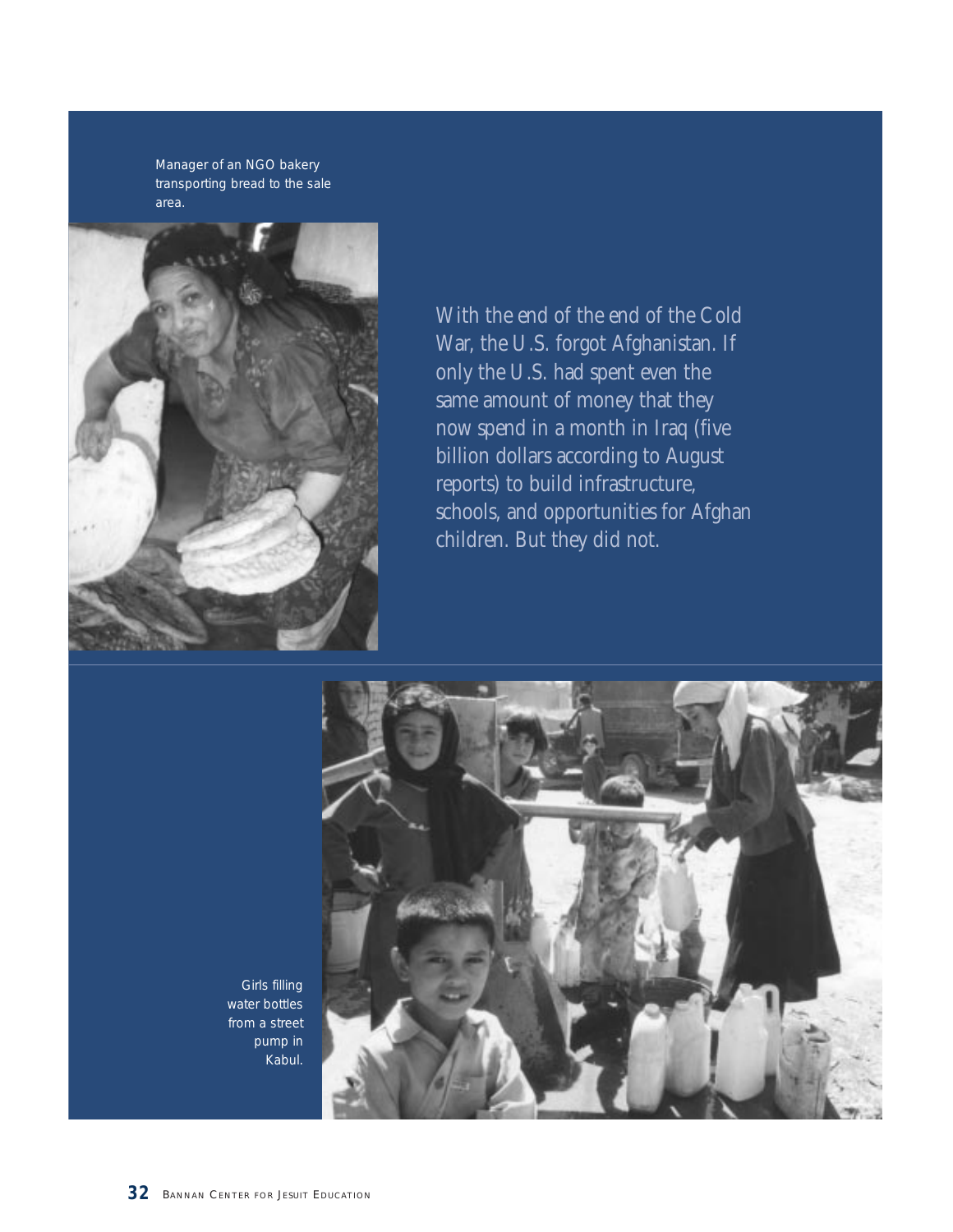Manager of an NGO bakery transporting bread to the sale area.

With the end of the end of the Cold War, the U.S. forgot Afghanistan. If only the U.S. had spent even the same amount of money that they now spend in a month in Iraq (five billion dollars according to August reports) to build infrastructure, schools, and opportunities for Afghan children. But they did not.

Girls filling water bottles from a street pump in Kabul.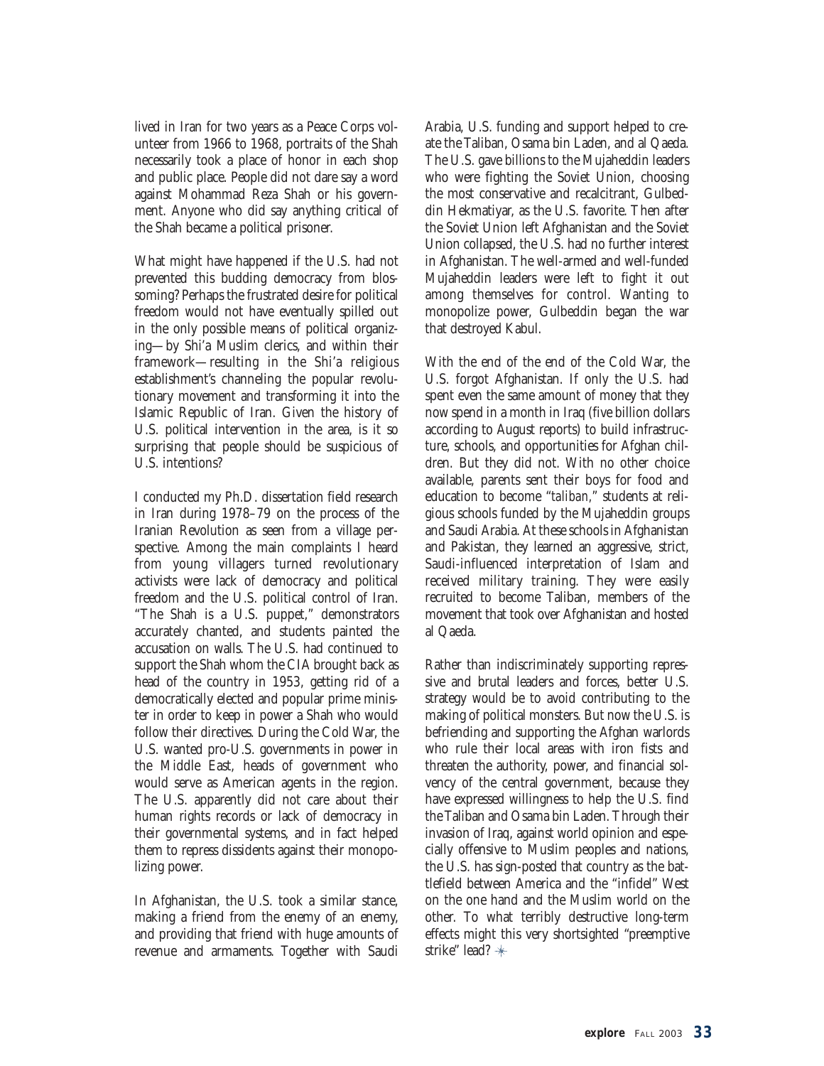lived in Iran for two years as a Peace Corps volunteer from 1966 to 1968, portraits of the Shah necessarily took a place of honor in each shop and public place. People did not dare say a word against Mohammad Reza Shah or his government. Anyone who did say anything critical of the Shah became a political prisoner.

What might have happened if the U.S. had not prevented this budding democracy from blossoming? Perhaps the frustrated desire for political freedom would not have eventually spilled out in the only possible means of political organizing—by Shi'a Muslim clerics, and within their framework—resulting in the Shi'a religious establishment's channeling the popular revolutionary movement and transforming it into the Islamic Republic of Iran. Given the history of U.S. political intervention in the area, is it so surprising that people should be suspicious of U.S. intentions?

I conducted my Ph.D. dissertation field research in Iran during 1978–79 on the process of the Iranian Revolution as seen from a village perspective. Among the main complaints I heard from young villagers turned revolutionary activists were lack of democracy and political freedom and the U.S. political control of Iran. "The Shah is a U.S. puppet," demonstrators accurately chanted, and students painted the accusation on walls. The U.S. had continued to support the Shah whom the CIA brought back as head of the country in 1953, getting rid of a democratically elected and popular prime minister in order to keep in power a Shah who would follow their directives. During the Cold War, the U.S. wanted pro-U.S. governments in power in the Middle East, heads of government who would serve as American agents in the region. The U.S. apparently did not care about their human rights records or lack of democracy in their governmental systems, and in fact helped them to repress dissidents against their monopolizing power.

In Afghanistan, the U.S. took a similar stance, making a friend from the enemy of an enemy, and providing that friend with huge amounts of revenue and armaments. Together with Saudi Arabia, U.S. funding and support helped to create the Taliban, Osama bin Laden, and al Qaeda. The U.S. gave billions to the Mujaheddin leaders who were fighting the Soviet Union, choosing the most conservative and recalcitrant, Gulbeddin Hekmatiyar, as the U.S. favorite. Then after the Soviet Union left Afghanistan and the Soviet Union collapsed, the U.S. had no further interest in Afghanistan. The well-armed and well-funded Mujaheddin leaders were left to fight it out among themselves for control. Wanting to monopolize power, Gulbeddin began the war that destroyed Kabul.

With the end of the end of the Cold War, the U.S. forgot Afghanistan. If only the U.S. had spent even the same amount of money that they now spend in a month in Iraq (five billion dollars according to August reports) to build infrastructure, schools, and opportunities for Afghan children. But they did not. With no other choice available, parents sent their boys for food and education to become "*taliban*," students at religious schools funded by the Mujaheddin groups and Saudi Arabia. At these schools in Afghanistan and Pakistan, they learned an aggressive, strict, Saudi-influenced interpretation of Islam and received military training. They were easily recruited to become Taliban, members of the movement that took over Afghanistan and hosted al Qaeda.

Rather than indiscriminately supporting repressive and brutal leaders and forces, better U.S. strategy would be to avoid contributing to the making of political monsters. But now the U.S. is befriending and supporting the Afghan warlords who rule their local areas with iron fists and threaten the authority, power, and financial solvency of the central government, because they have expressed willingness to help the U.S. find the Taliban and Osama bin Laden. Through their invasion of Iraq, against world opinion and especially offensive to Muslim peoples and nations, the U.S. has sign-posted that country as the battlefield between America and the "infidel" West on the one hand and the Muslim world on the other. To what terribly destructive long-term effects might this very shortsighted "preemptive strike" lead? ✳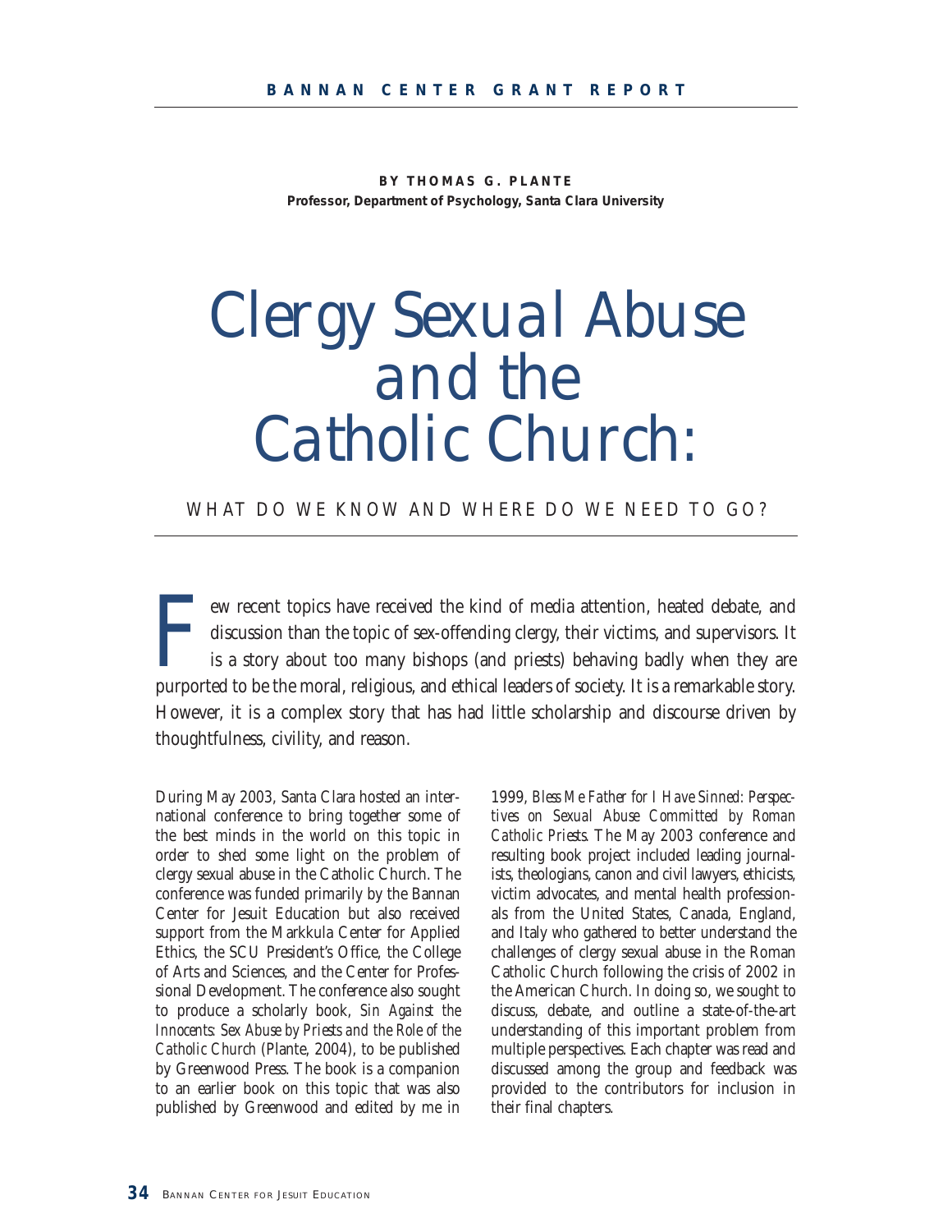**BY THOMAS G. PLANTE**
**Professor, Department of Psychology, Santa Clara University**

# Clergy Sexual Abuse and the Catholic Church:

## WHAT DO WE KNOW AND WHERE DO WE NEED TO GO?

Few recent topics have received the kind of media attention, heated debate, and discussion than the topic of sex-offending clergy, their victims, and supervisors. It is a story about too many bishops (and priests) behaving badly when they are purported to be the moral, religious, and ethical leaders of society. It is a remarkable story. However, it is a complex story that has had little scholarship and discourse driven by thoughtfulness, civility, and reason.

During May 2003, Santa Clara hosted an international conference to bring together some of the best minds in the world on this topic in order to shed some light on the problem of clergy sexual abuse in the Catholic Church. The conference was funded primarily by the Bannan Center for Jesuit Education but also received support from the Markkula Center for Applied Ethics, the SCU President's Office, the College of Arts and Sciences, and the Center for Professional Development. The conference also sought to produce a scholarly book, *Sin Against the Innocents: Sex Abuse by Priests and the Role of the Catholic Church* (Plante, 2004), to be published by Greenwood Press. The book is a companion to an earlier book on this topic that was also published by Greenwood and edited by me in 1999, *Bless Me Father for I Have Sinned: Perspectives on Sexual Abuse Committed by Roman Catholic Priests*. The May 2003 conference and resulting book project included leading journalists, theologians, canon and civil lawyers, ethicists, victim advocates, and mental health professionals from the United States, Canada, England, and Italy who gathered to better understand the challenges of clergy sexual abuse in the Roman Catholic Church following the crisis of 2002 in the American Church. In doing so, we sought to discuss, debate, and outline a state-of-the-art understanding of this important problem from multiple perspectives. Each chapter was read and discussed among the group and feedback was provided to the contributors for inclusion in their final chapters.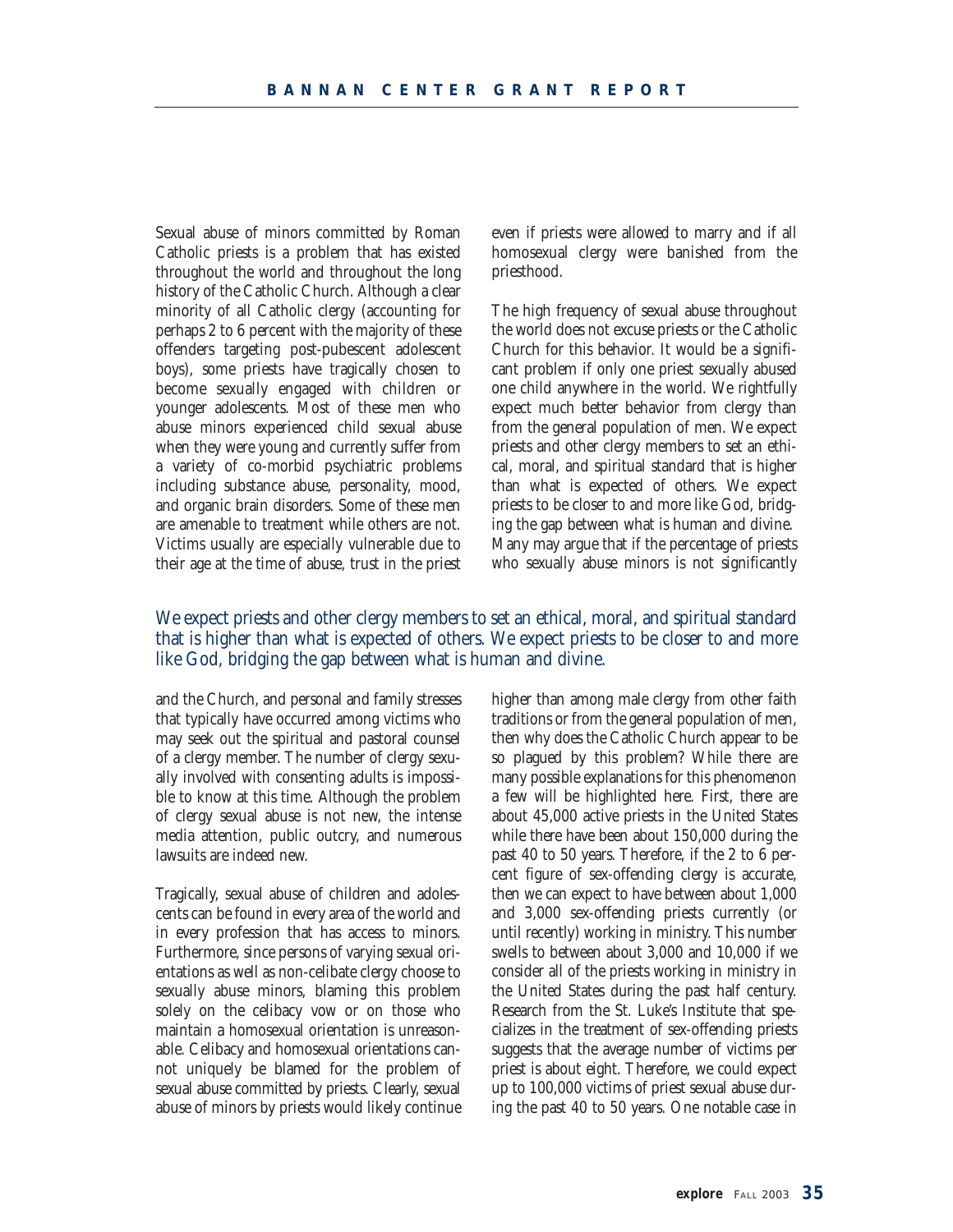Sexual abuse of minors committed by Roman Catholic priests is a problem that has existed throughout the world and throughout the long history of the Catholic Church. Although a clear minority of all Catholic clergy (accounting for perhaps 2 to 6 percent with the majority of these offenders targeting post-pubescent adolescent boys), some priests have tragically chosen to become sexually engaged with children or younger adolescents. Most of these men who abuse minors experienced child sexual abuse when they were young and currently suffer from a variety of co-morbid psychiatric problems including substance abuse, personality, mood, and organic brain disorders. Some of these men are amenable to treatment while others are not. Victims usually are especially vulnerable due to their age at the time of abuse, trust in the priest and the Church, and personal and family stresses that typically have occurred among victims who may seek out the spiritual and pastoral counsel of a clergy member. The number of clergy sexually involved with consenting adults is impossible to know at this time. Although the problem of clergy sexual abuse is not new, the intense media attention, public outcry, and numerous lawsuits are indeed new.

Tragically, sexual abuse of children and adolescents can be found in every area of the world and in every profession that has access to minors. Furthermore, since persons of varying sexual orientations as well as non-celibate clergy choose to sexually abuse minors, blaming this problem solely on the celibacy vow or on those who maintain a homosexual orientation is unreasonable. Celibacy and homosexual orientations cannot uniquely be blamed for the problem of sexual abuse committed by priests. Clearly, sexual abuse of minors by priests would likely continue even if priests were allowed to marry and if all homosexual clergy were banished from the priesthood.

The high frequency of sexual abuse throughout the world does not excuse priests or the Catholic Church for this behavior. It would be a significant problem if only one priest sexually abused one child anywhere in the world. We rightfully expect much better behavior from clergy than from the general population of men. We expect priests and other clergy members to set an ethical, moral, and spiritual standard that is higher than what is expected of others. We expect priests to be closer to and more like God, bridging the gap between what is human and divine. Many may argue that if the percentage of priests who sexually abuse minors is not significantly higher than among male clergy from other faith traditions or from the general population of men, then why does the Catholic Church appear to be so plagued by this problem? While there are many possible explanations for this phenomenon a few will be highlighted here. First, there are about 45,000 active priests in the United States while there have been about 150,000 during the past 40 to 50 years. Therefore, if the 2 to 6 percent figure of sex-offending clergy is accurate, then we can expect to have between about 1,000 and 3,000 sex-offending priests currently (or until recently) working in ministry. This number swells to between about 3,000 and 10,000 if we consider all of the priests working in ministry in the United States during the past half century. Research from the St. Luke's Institute that specializes in the treatment of sex-offending priests suggests that the average number of victims per priest is about eight. Therefore, we could expect up to 100,000 victims of priest sexual abuse during the past 40 to 50 years. One notable case in

> We expect priests and other clergy members to set an ethical, moral, and spiritual standard that is higher than what is expected of others. We expect priests to be closer to and more like God, bridging the gap between what is human and divine.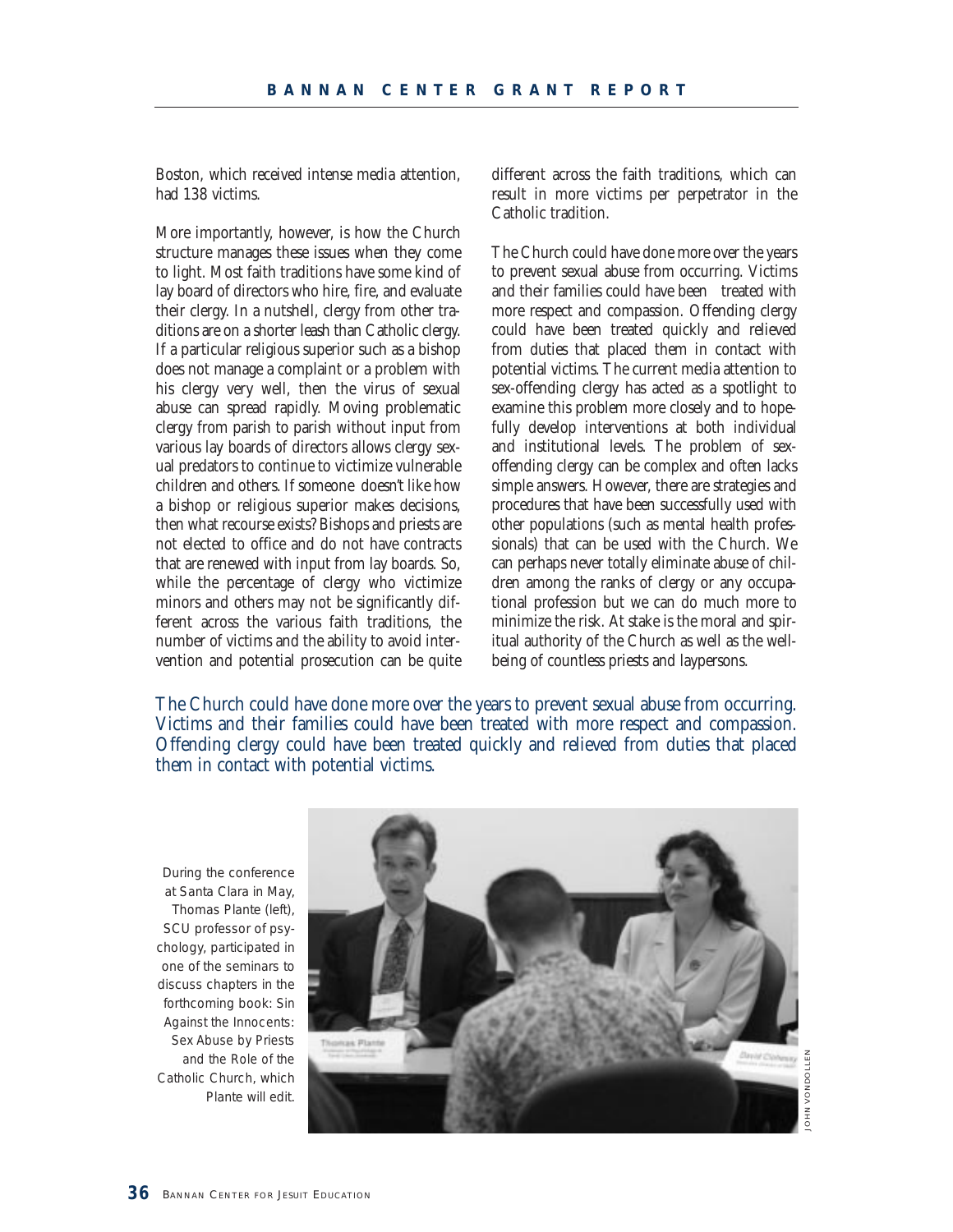Boston, which received intense media attention, had 138 victims.

More importantly, however, is how the Church structure manages these issues when they come to light. Most faith traditions have some kind of lay board of directors who hire, fire, and evaluate their clergy. In a nutshell, clergy from other traditions are on a shorter leash than Catholic clergy. If a particular religious superior such as a bishop does not manage a complaint or a problem with his clergy very well, then the virus of sexual abuse can spread rapidly. Moving problematic clergy from parish to parish without input from various lay boards of directors allows clergy sexual predators to continue to victimize vulnerable children and others. If someone doesn't like how a bishop or religious superior makes decisions, then what recourse exists? Bishops and priests are not elected to office and do not have contracts that are renewed with input from lay boards. So, while the percentage of clergy who victimize minors and others may not be significantly different across the various faith traditions, the number of victims and the ability to avoid intervention and potential prosecution can be quite different across the faith traditions, which can result in more victims per perpetrator in the Catholic tradition.

The Church could have done more over the years to prevent sexual abuse from occurring. Victims and their families could have been treated with more respect and compassion. Offending clergy could have been treated quickly and relieved from duties that placed them in contact with potential victims. The current media attention to sex-offending clergy has acted as a spotlight to examine this problem more closely and to hopefully develop interventions at both individual and institutional levels. The problem of sex-offending clergy can be complex and often lacks simple answers. However, there are strategies and procedures that have been successfully used with other populations (such as mental health professionals) that can be used with the Church. We can perhaps never totally eliminate abuse of children among the ranks of clergy or any occupational profession but we can do much more to minimize the risk. At stake is the moral and spiritual authority of the Church as well as the well-being of countless priests and laypersons.

*The Church could have done more over the years to prevent sexual abuse from occurring. Victims and their families could have been treated with more respect and compassion. Offending clergy could have been treated quickly and relieved from duties that placed them in contact with potential victims.*

During the conference at Santa Clara in May, Thomas Plante (left), SCU professor of psychology, participated in one of the seminars to discuss chapters in the forthcoming book: Sin Against the Innocents: Sex Abuse by Priests and the Role of the Catholic Church, which Plante will edit.

JOHN VONDOLLEN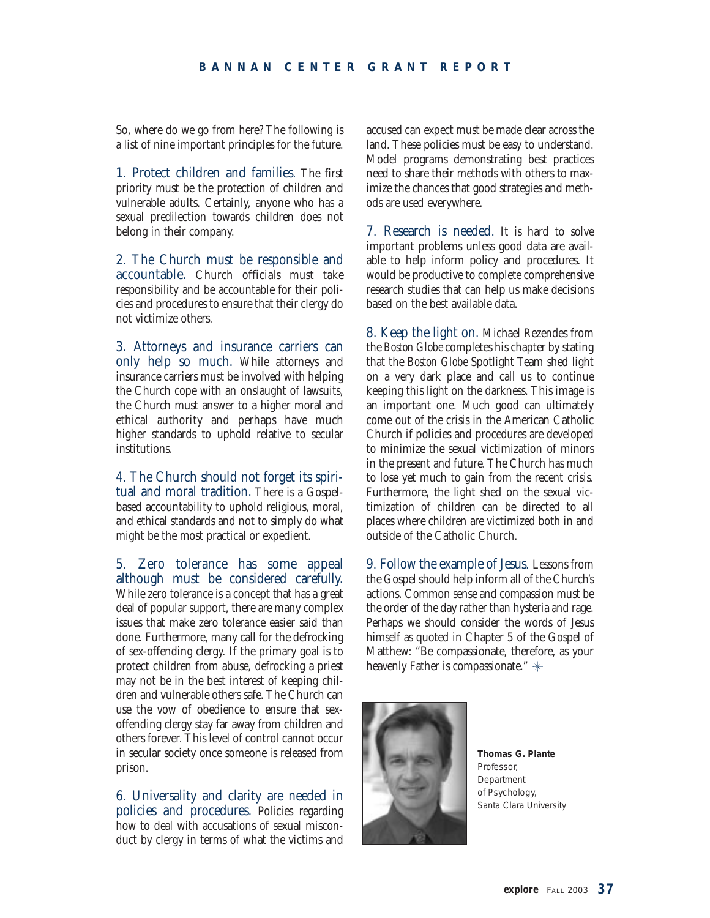So, where do we go from here? The following is a list of nine important principles for the future.

1. Protect children and families. The first priority must be the protection of children and vulnerable adults. Certainly, anyone who has a sexual predilection towards children does not belong in their company.

2. The Church must be responsible and accountable. Church officials must take responsibility and be accountable for their policies and procedures to ensure that their clergy do not victimize others.

3. Attorneys and insurance carriers can only help so much. While attorneys and insurance carriers must be involved with helping the Church cope with an onslaught of lawsuits, the Church must answer to a higher moral and ethical authority and perhaps have much higher standards to uphold relative to secular institutions.

4. The Church should not forget its spiritual and moral tradition. There is a Gospel-based accountability to uphold religious, moral, and ethical standards and not to simply do what might be the most practical or expedient.

5. Zero tolerance has some appeal although must be considered carefully. While zero tolerance is a concept that has a great deal of popular support, there are many complex issues that make zero tolerance easier said than done. Furthermore, many call for the defrocking of sex-offending clergy. If the primary goal is to protect children from abuse, defrocking a priest may not be in the best interest of keeping children and vulnerable others safe. The Church can use the vow of obedience to ensure that sex-offending clergy stay far away from children and others forever. This level of control cannot occur in secular society once someone is released from prison.

6. Universality and clarity are needed in policies and procedures. Policies regarding how to deal with accusations of sexual misconduct by clergy in terms of what the victims and accused can expect must be made clear across the land. These policies must be easy to understand. Model programs demonstrating best practices need to share their methods with others to maximize the chances that good strategies and methods are used everywhere.

7. Research is needed. It is hard to solve important problems unless good data are available to help inform policy and procedures. It would be productive to complete comprehensive research studies that can help us make decisions based on the best available data.

8. Keep the light on. Michael Rezendes from the *Boston Globe* completes his chapter by stating that the *Boston Globe* Spotlight Team shed light on a very dark place and call us to continue keeping this light on the darkness. This image is an important one. Much good can ultimately come out of the crisis in the American Catholic Church if policies and procedures are developed to minimize the sexual victimization of minors in the present and future. The Church has much to lose yet much to gain from the recent crisis. Furthermore, the light shed on the sexual victimization of children can be directed to all places where children are victimized both in and outside of the Catholic Church.

9. Follow the example of Jesus. Lessons from the Gospel should help inform all of the Church's actions. Common sense and compassion must be the order of the day rather than hysteria and rage. Perhaps we should consider the words of Jesus himself as quoted in Chapter 5 of the Gospel of Matthew: "Be compassionate, therefore, as your heavenly Father is compassionate." ✳

**Thomas G. Plante**
Professor,
Department
of Psychology,
Santa Clara University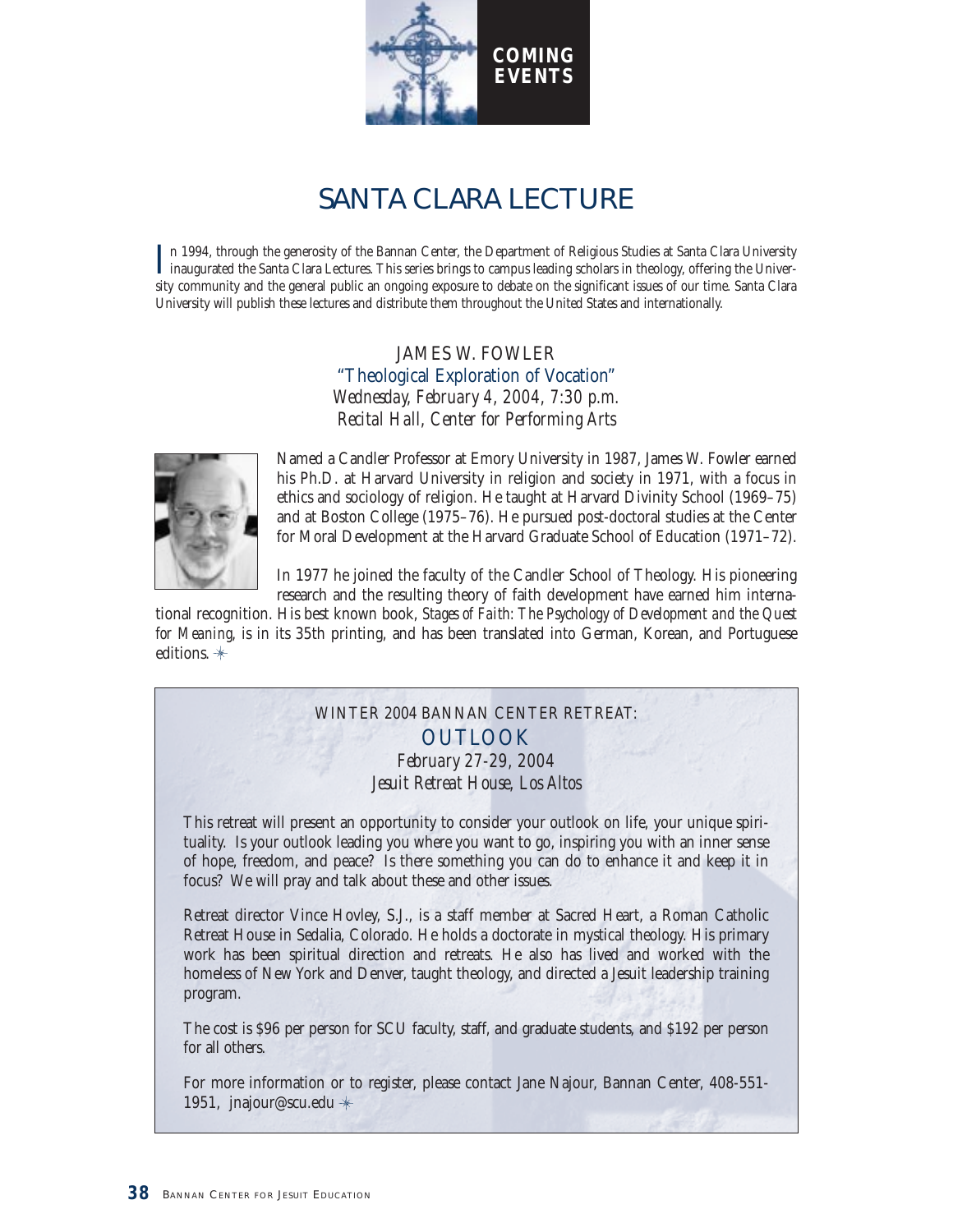# COMING EVENTS

## SANTA CLARA LECTURE

In 1994, through the generosity of the Bannan Center, the Department of Religious Studies at Santa Clara University inaugurated the Santa Clara Lectures. This series brings to campus leading scholars in theology, offering the University community and the general public an ongoing exposure to debate on the significant issues of our time. Santa Clara University will publish these lectures and distribute them throughout the United States and internationally.

### JAMES W. FOWLER
### "Theological Exploration of Vocation"
*Wednesday, February 4, 2004, 7:30 p.m.*
*Recital Hall, Center for Performing Arts*

Named a Candler Professor at Emory University in 1987, James W. Fowler earned his Ph.D. at Harvard University in religion and society in 1971, with a focus in ethics and sociology of religion. He taught at Harvard Divinity School (1969–75) and at Boston College (1975–76). He pursued post-doctoral studies at the Center for Moral Development at the Harvard Graduate School of Education (1971–72).

In 1977 he joined the faculty of the Candler School of Theology. His pioneering research and the resulting theory of faith development have earned him international recognition. His best known book, *Stages of Faith: The Psychology of Development and the Quest for Meaning*, is in its 35th printing, and has been translated into German, Korean, and Portuguese editions.

---

### WINTER 2004 BANNAN CENTER RETREAT:
### OUTLOOK
*February 27-29, 2004*
*Jesuit Retreat House, Los Altos*

This retreat will present an opportunity to consider your outlook on life, your unique spirituality. Is your outlook leading you where you want to go, inspiring you with an inner sense of hope, freedom, and peace? Is there something you can do to enhance it and keep it in focus? We will pray and talk about these and other issues.

Retreat director Vince Hovley, S.J., is a staff member at Sacred Heart, a Roman Catholic Retreat House in Sedalia, Colorado. He holds a doctorate in mystical theology. His primary work has been spiritual direction and retreats. He also has lived and worked with the homeless of New York and Denver, taught theology, and directed a Jesuit leadership training program.

The cost is $96 per person for SCU faculty, staff, and graduate students, and $192 per person for all others.

For more information or to register, please contact Jane Najour, Bannan Center, 408-551-1951, jnajour@scu.edu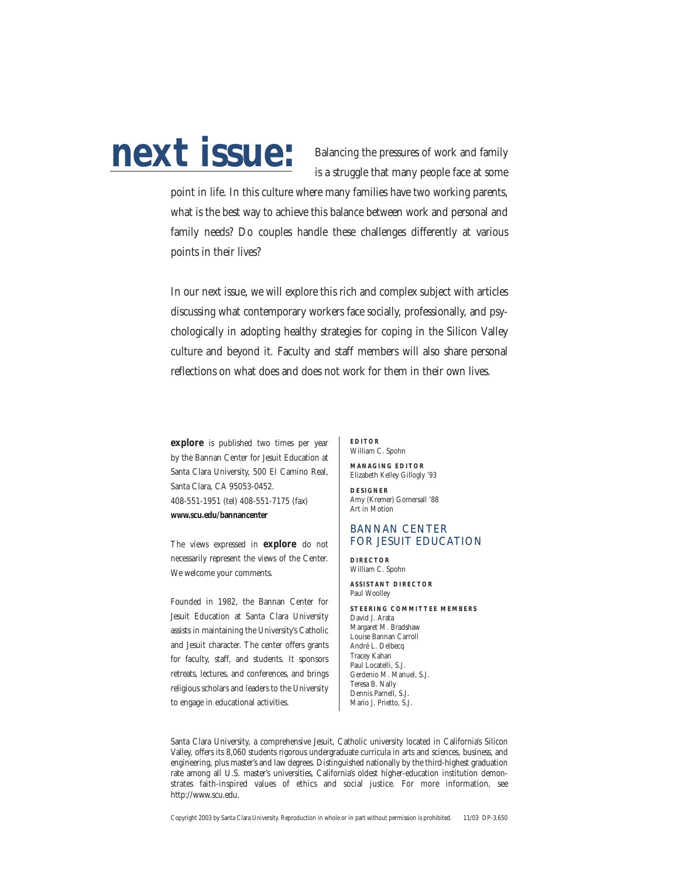# next issue:

Balancing the pressures of work and family is a struggle that many people face at some point in life. In this culture where many families have two working parents, what is the best way to achieve this balance between work and personal and family needs? Do couples handle these challenges differently at various points in their lives?

In our next issue, we will explore this rich and complex subject with articles discussing what contemporary workers face socially, professionally, and psychologically in adopting healthy strategies for coping in the Silicon Valley culture and beyond it. Faculty and staff members will also share personal reflections on what does and does not work for them in their own lives.

**explore** is published two times per year by the Bannan Center for Jesuit Education at Santa Clara University, 500 El Camino Real, Santa Clara, CA 95053-0452.
408-551-1951 (tel) 408-551-7175 (fax)
**www.scu.edu/bannancenter**

The views expressed in **explore** do not necessarily represent the views of the Center. We welcome your comments.

Founded in 1982, the Bannan Center for Jesuit Education at Santa Clara University assists in maintaining the University's Catholic and Jesuit character. The center offers grants for faculty, staff, and students. It sponsors retreats, lectures, and conferences, and brings religious scholars and leaders to the University to engage in educational activities.

**EDITOR**
William C. Spohn

**MANAGING EDITOR**
Elizabeth Kelley Gillogly '93

**DESIGNER**
Amy (Kremer) Gomersall '88
Art in Motion

## BANNAN CENTER FOR JESUIT EDUCATION

**DIRECTOR**
William C. Spohn

**ASSISTANT DIRECTOR**
Paul Woolley

**STEERING COMMITTEE MEMBERS**
David J. Arata
Margaret M. Bradshaw
Louise Bannan Carroll
André L. Delbecq
Tracey Kahan
Paul Locatelli, S.J.
Gerdenio M. Manuel, S.J.
Teresa B. Nally
Dennis Parnell, S.J.
Mario J. Prietto, S.J.

Santa Clara University, a comprehensive Jesuit, Catholic university located in California's Silicon Valley, offers its 8,060 students rigorous undergraduate curricula in arts and sciences, business, and engineering, plus master's and law degrees. Distinguished nationally by the third-highest graduation rate among all U.S. master's universities, California's oldest higher-education institution demonstrates faith-inspired values of ethics and social justice. For more information, see http://www.scu.edu.

Copyright 2003 by Santa Clara University. Reproduction in whole or in part without permission is prohibited. 11/03 DP-3,650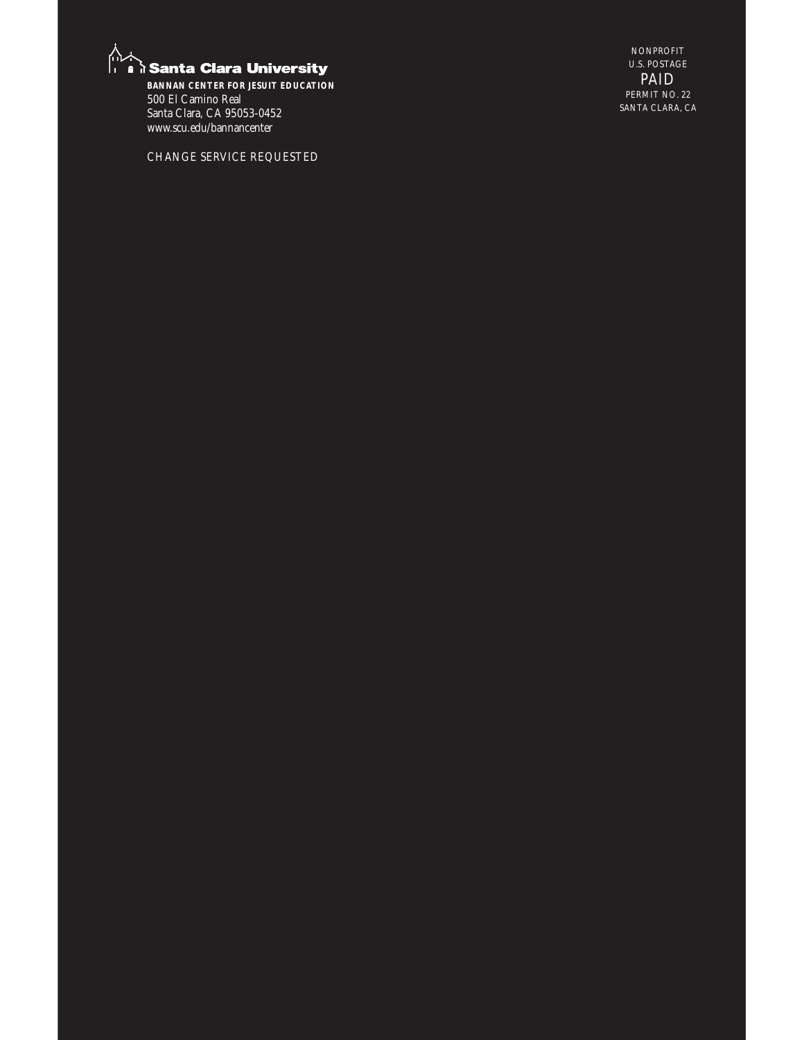**Santa Clara University**

**BANNAN CENTER FOR JESUIT EDUCATION**
500 El Camino Real
Santa Clara, CA 95053-0452
www.scu.edu/bannancenter

CHANGE SERVICE REQUESTED

NONPROFIT
U.S. POSTAGE
PAID
PERMIT NO. 22
SANTA CLARA, CA